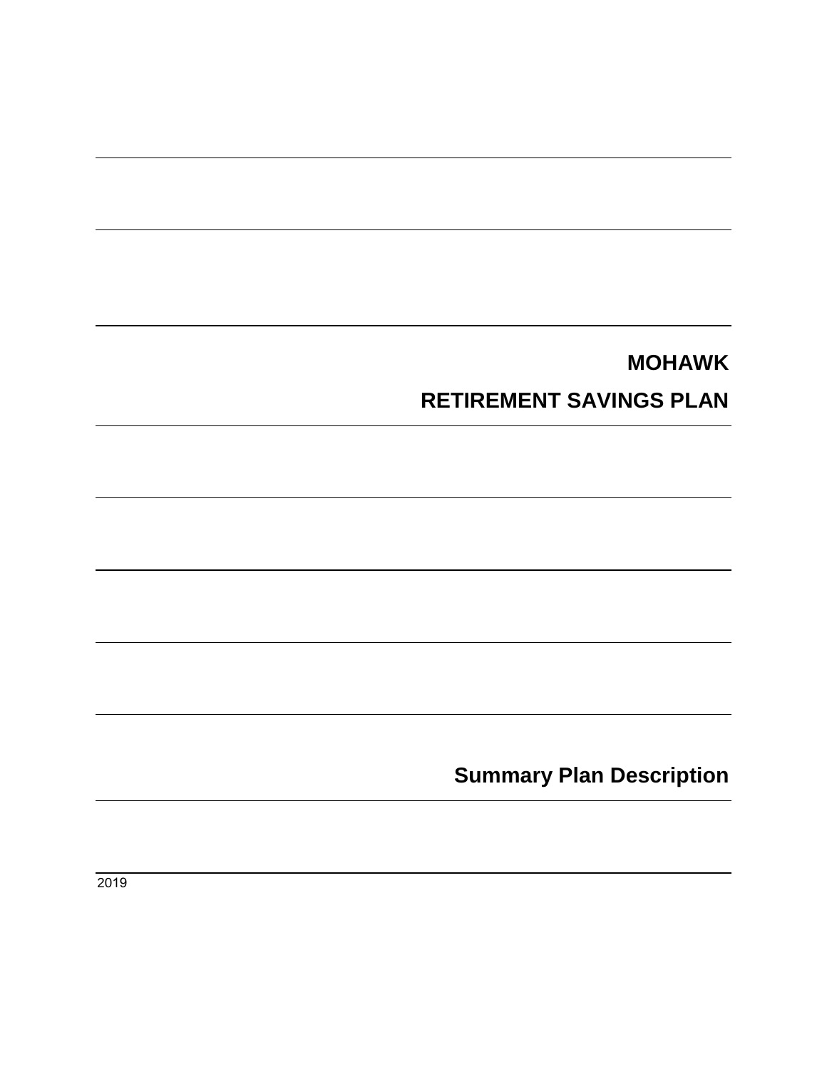# MOHAWK

# RETIREMENT SAVINGS PLAN

## Summary Plan Description

2019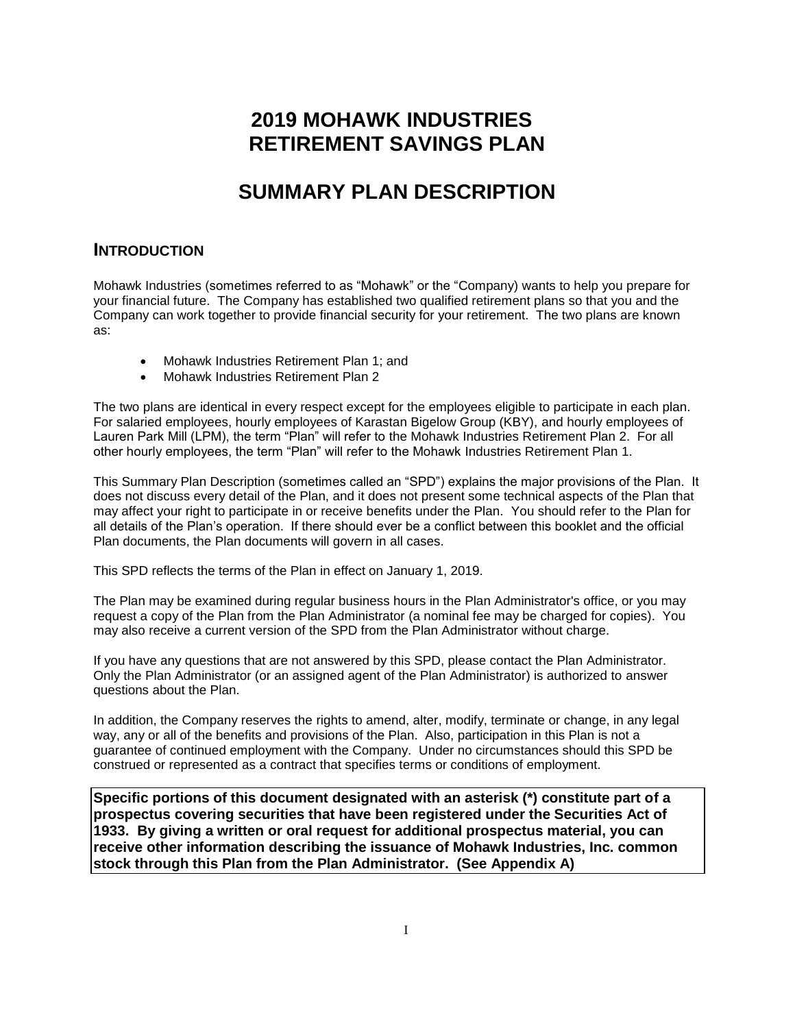# 2019 MOHAWK INDUSTRIES RETIREMENT SAVINGS PLAN

# SUMMARY PLAN DESCRIPTION

## INTRODUCTION

Mohawk Industries (sometimes referred to as "Mohawk" or the "Company) wants to help you prepare for your financial future. The Company has established two qualified retirement plans so that you and the Company can work together to provide financial security for your retirement. The two plans are known as:

- Mohawk Industries Retirement Plan 1; and
- Mohawk Industries Retirement Plan 2

The two plans are identical in every respect except for the employees eligible to participate in each plan. For salaried employees, hourly employees of Karastan Bigelow Group (KBY), and hourly employees of Lauren Park Mill (LPM), the term "Plan" will refer to the Mohawk Industries Retirement Plan 2. For all other hourly employees, the term "Plan" will refer to the Mohawk Industries Retirement Plan 1.

This Summary Plan Description (sometimes called an "SPD") explains the major provisions of the Plan. It does not discuss every detail of the Plan, and it does not present some technical aspects of the Plan that may affect your right to participate in or receive benefits under the Plan. You should refer to the Plan for all details of the Plan's operation. If there should ever be a conflict between this booklet and the official Plan documents, the Plan documents will govern in all cases.

This SPD reflects the terms of the Plan in effect on January 1, 2019.

The Plan may be examined during regular business hours in the Plan Administrator's office, or you may request a copy of the Plan from the Plan Administrator (a nominal fee may be charged for copies). You may also receive a current version of the SPD from the Plan Administrator without charge.

If you have any questions that are not answered by this SPD, please contact the Plan Administrator. Only the Plan Administrator (or an assigned agent of the Plan Administrator) is authorized to answer questions about the Plan.

In addition, the Company reserves the rights to amend, alter, modify, terminate or change, in any legal way, any or all of the benefits and provisions of the Plan. Also, participation in this Plan is not a guarantee of continued employment with the Company. Under no circumstances should this SPD be construed or represented as a contract that specifies terms or conditions of employment.

**Specific portions of this document designated with an asterisk (*) constitute part of a prospectus covering securities that have been registered under the Securities Act of 1933. By giving a written or oral request for additional prospectus material, you can receive other information describing the issuance of Mohawk Industries, Inc. common stock through this Plan from the Plan Administrator. (See Appendix A)**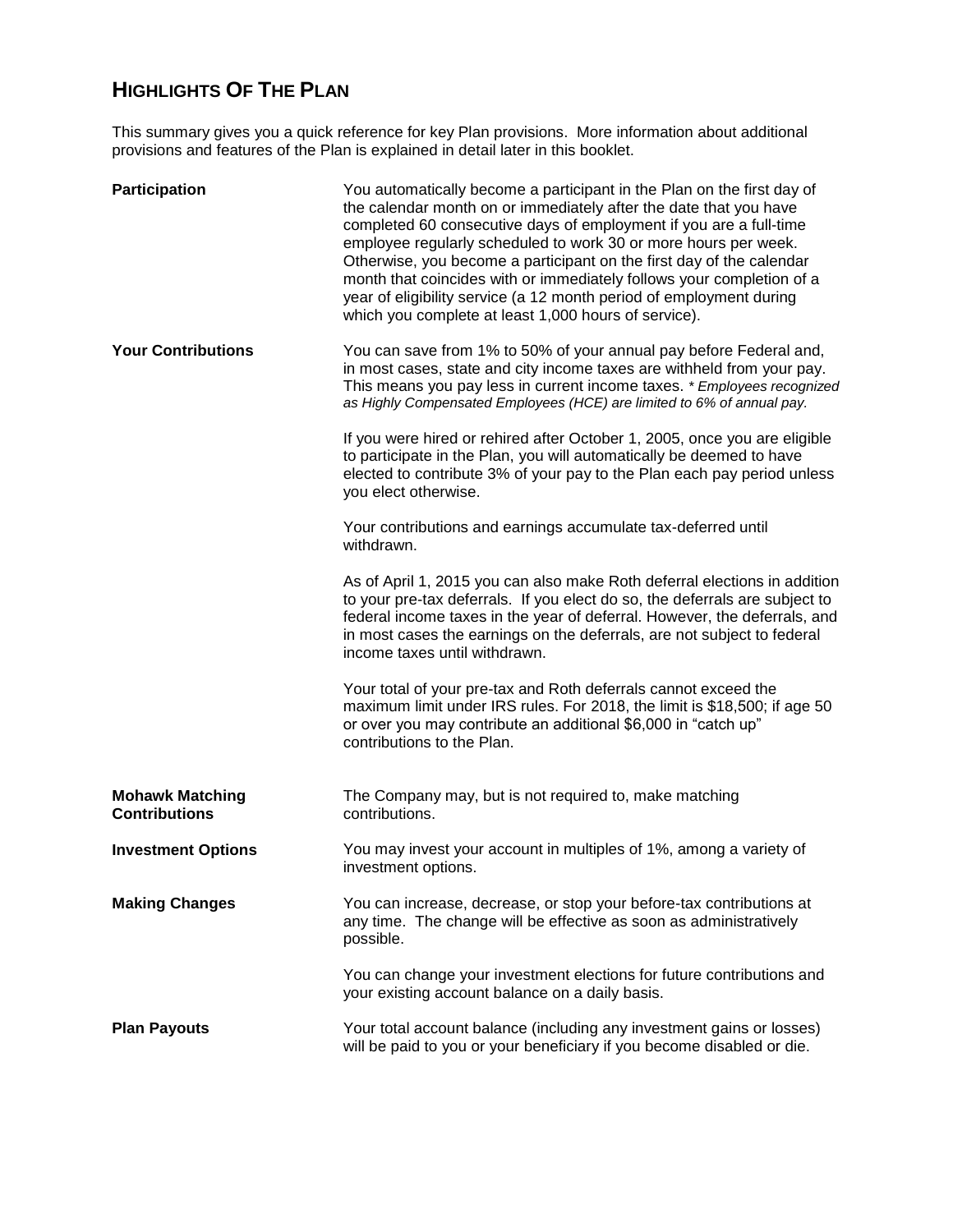## HIGHLIGHTS OF THE PLAN

This summary gives you a quick reference for key Plan provisions. More information about additional provisions and features of the Plan is explained in detail later in this booklet.

**Participation**

You automatically become a participant in the Plan on the first day of the calendar month on or immediately after the date that you have completed 60 consecutive days of employment if you are a full-time employee regularly scheduled to work 30 or more hours per week. Otherwise, you become a participant on the first day of the calendar month that coincides with or immediately follows your completion of a year of eligibility service (a 12 month period of employment during which you complete at least 1,000 hours of service).

**Your Contributions**

You can save from 1% to 50% of your annual pay before Federal and, in most cases, state and city income taxes are withheld from your pay. This means you pay less in current income taxes. *\* Employees recognized as Highly Compensated Employees (HCE) are limited to 6% of annual pay.*

If you were hired or rehired after October 1, 2005, once you are eligible to participate in the Plan, you will automatically be deemed to have elected to contribute 3% of your pay to the Plan each pay period unless you elect otherwise.

Your contributions and earnings accumulate tax-deferred until withdrawn.

As of April 1, 2015 you can also make Roth deferral elections in addition to your pre-tax deferrals. If you elect do so, the deferrals are subject to federal income taxes in the year of deferral. However, the deferrals, and in most cases the earnings on the deferrals, are not subject to federal income taxes until withdrawn.

Your total of your pre-tax and Roth deferrals cannot exceed the maximum limit under IRS rules. For 2018, the limit is $18,500; if age 50 or over you may contribute an additional $6,000 in "catch up" contributions to the Plan.

**Mohawk Matching Contributions**

The Company may, but is not required to, make matching contributions.

**Investment Options**

You may invest your account in multiples of 1%, among a variety of investment options.

**Making Changes**

You can increase, decrease, or stop your before-tax contributions at any time. The change will be effective as soon as administratively possible.

You can change your investment elections for future contributions and your existing account balance on a daily basis.

**Plan Payouts**

Your total account balance (including any investment gains or losses) will be paid to you or your beneficiary if you become disabled or die.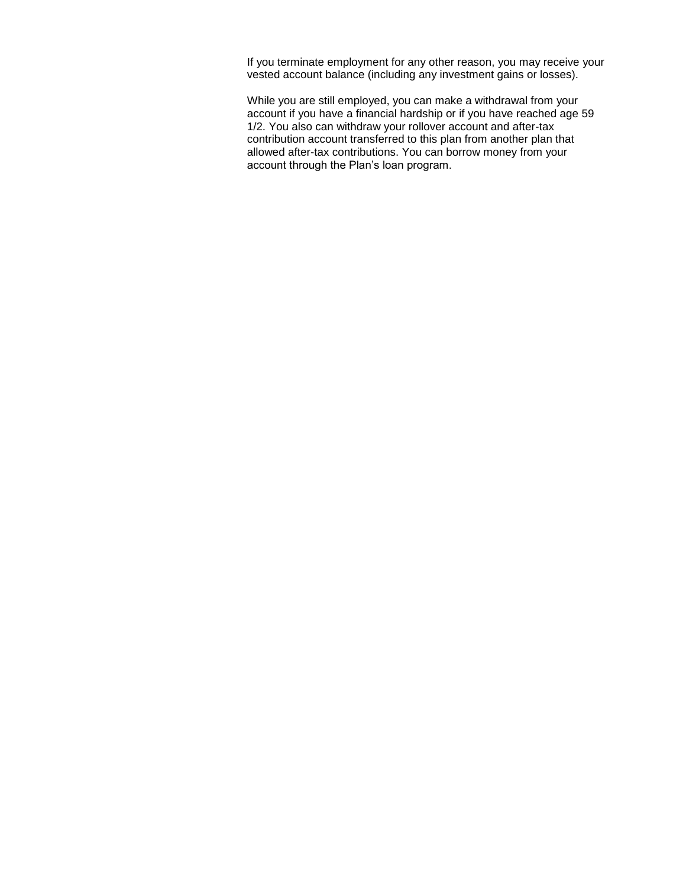If you terminate employment for any other reason, you may receive your vested account balance (including any investment gains or losses).

While you are still employed, you can make a withdrawal from your account if you have a financial hardship or if you have reached age 59 1/2. You also can withdraw your rollover account and after-tax contribution account transferred to this plan from another plan that allowed after-tax contributions. You can borrow money from your account through the Plan's loan program.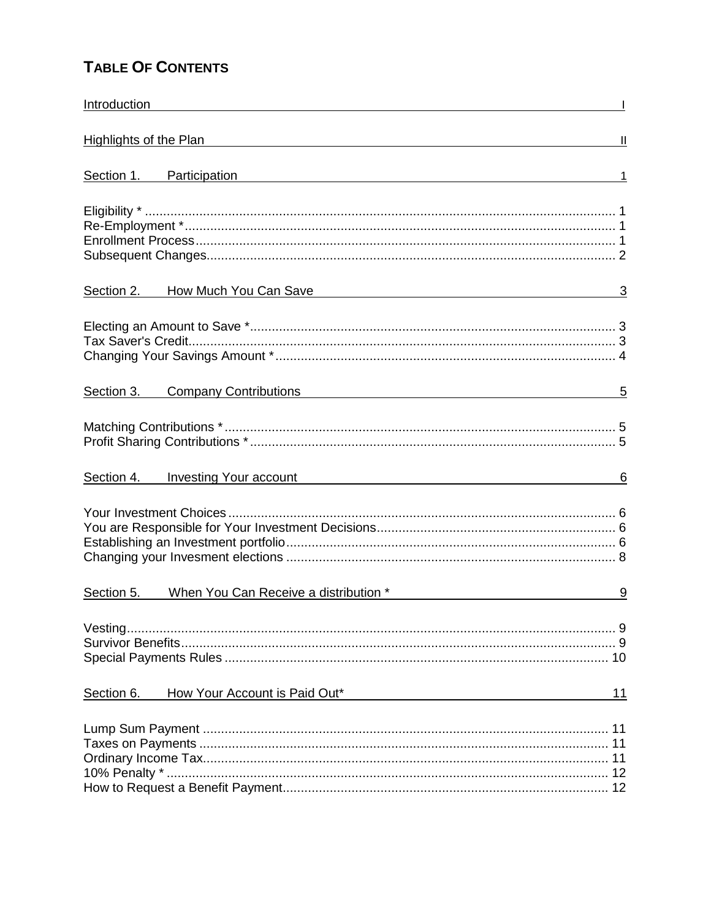# TABLE OF CONTENTS

Introduction I

Highlights of the Plan II

Section 1. Participation 1

Eligibility * ..... 1
Re-Employment * ..... 1
Enrollment Process ..... 1
Subsequent Changes ..... 2

Section 2. How Much You Can Save 3

Electing an Amount to Save * ..... 3
Tax Saver's Credit ..... 3
Changing Your Savings Amount * ..... 4

Section 3. Company Contributions 5

Matching Contributions * ..... 5
Profit Sharing Contributions * ..... 5

Section 4. Investing Your account 6

Your Investment Choices ..... 6
You are Responsible for Your Investment Decisions ..... 6
Establishing an Investment portfolio ..... 6
Changing your Invesment elections ..... 8

Section 5. When You Can Receive a distribution * 9

Vesting ..... 9
Survivor Benefits ..... 9
Special Payments Rules ..... 10

Section 6. How Your Account is Paid Out* 11

Lump Sum Payment ..... 11
Taxes on Payments ..... 11
Ordinary Income Tax ..... 11
10% Penalty * ..... 12
How to Request a Benefit Payment ..... 12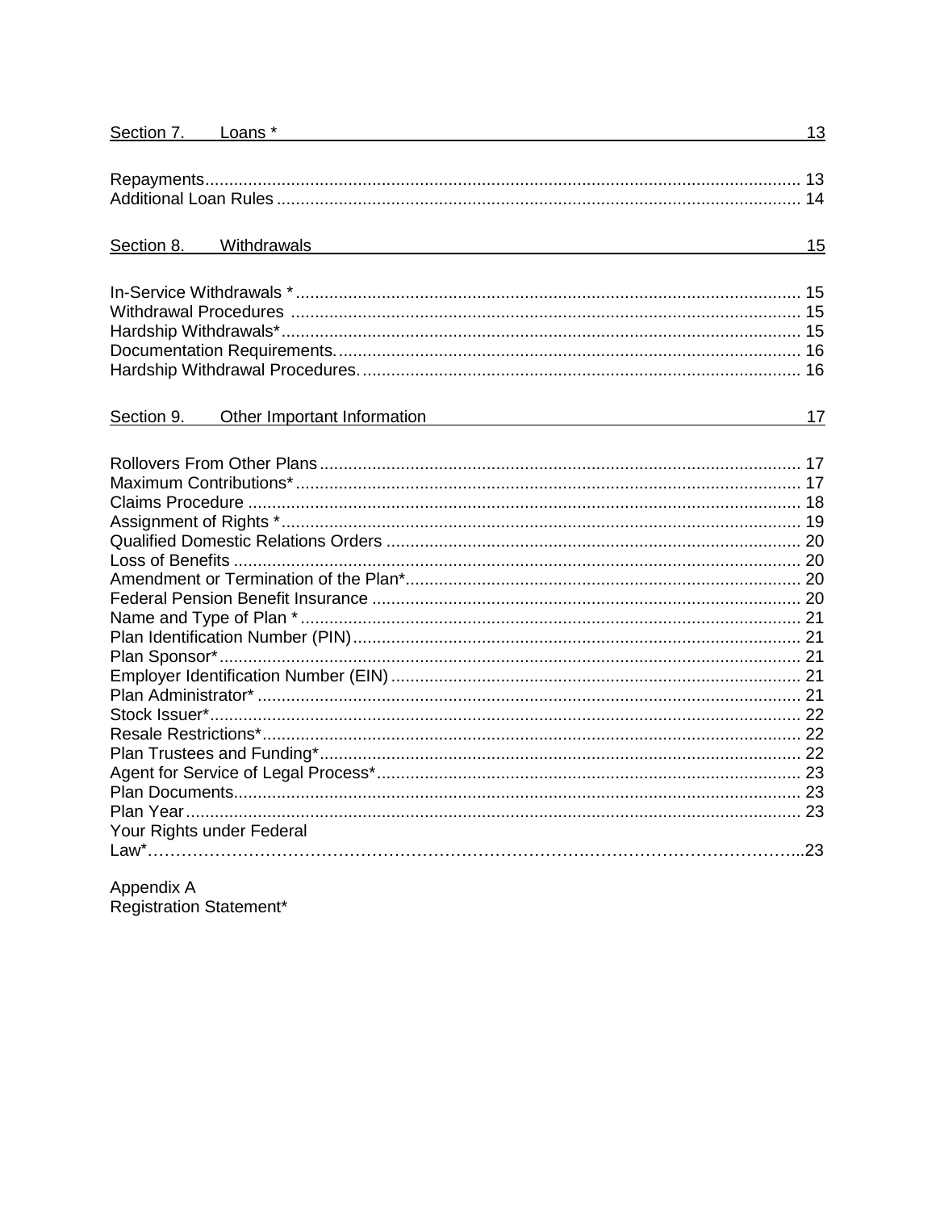| Section 7. Loans * | 13 |
|---|---|
| Repayments | 13 |
| Additional Loan Rules | 14 |
| **Section 8. Withdrawals** | **15** |
| In-Service Withdrawals * | 15 |
| Withdrawal Procedures | 15 |
| Hardship Withdrawals* | 15 |
| Documentation Requirements. | 16 |
| Hardship Withdrawal Procedures. | 16 |
| **Section 9. Other Important Information** | **17** |
| Rollovers From Other Plans | 17 |
| Maximum Contributions* | 17 |
| Claims Procedure | 18 |
| Assignment of Rights * | 19 |
| Qualified Domestic Relations Orders | 20 |
| Loss of Benefits | 20 |
| Amendment or Termination of the Plan* | 20 |
| Federal Pension Benefit Insurance | 20 |
| Name and Type of Plan * | 21 |
| Plan Identification Number (PIN) | 21 |
| Plan Sponsor* | 21 |
| Employer Identification Number (EIN) | 21 |
| Plan Administrator* | 21 |
| Stock Issuer* | 22 |
| Resale Restrictions* | 22 |
| Plan Trustees and Funding* | 22 |
| Agent for Service of Legal Process* | 23 |
| Plan Documents | 23 |
| Plan Year | 23 |
| Your Rights under Federal Law* | 23 |

Appendix A
Registration Statement*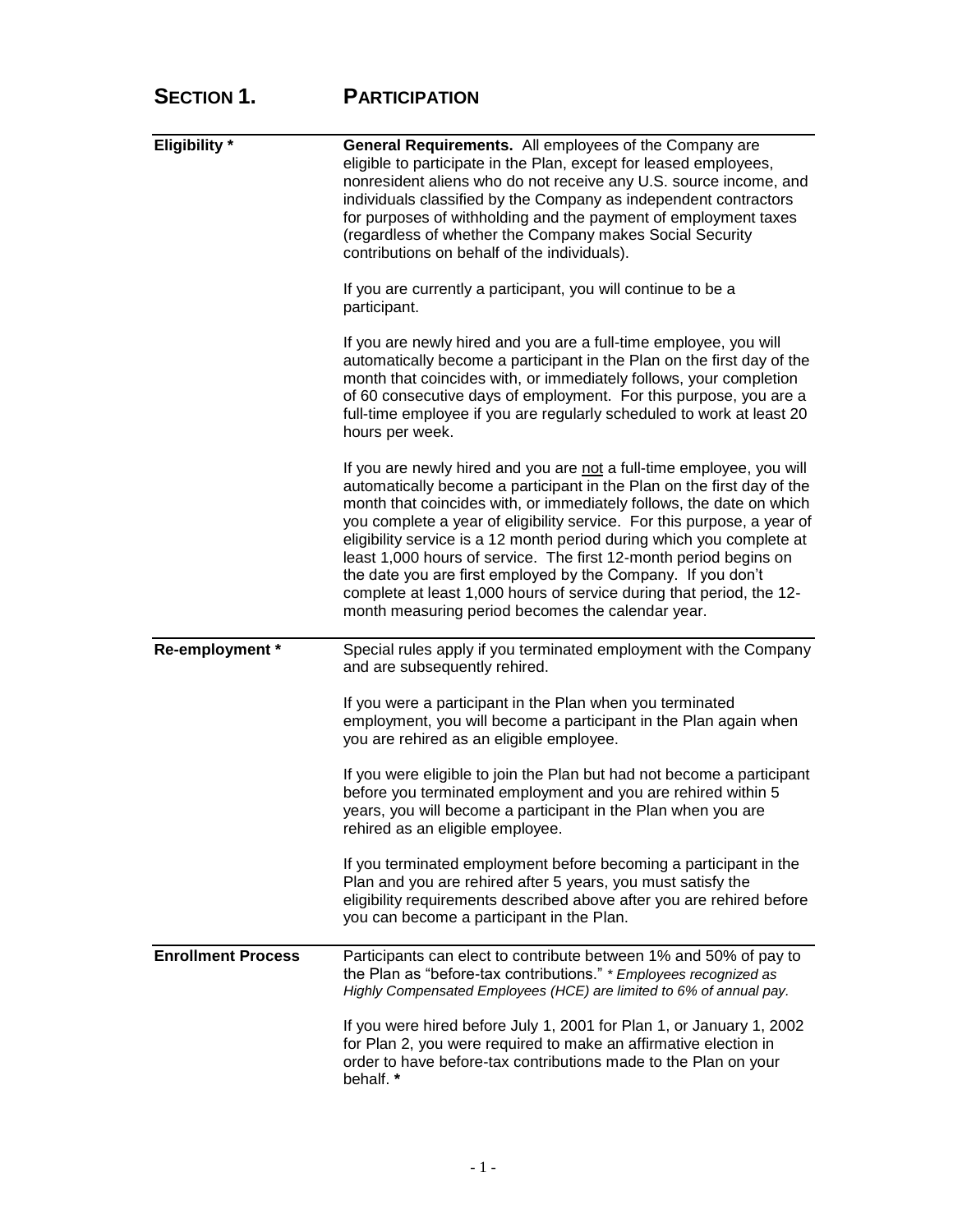# SECTION 1. PARTICIPATION

**Eligibility ***

**General Requirements.** All employees of the Company are eligible to participate in the Plan, except for leased employees, nonresident aliens who do not receive any U.S. source income, and individuals classified by the Company as independent contractors for purposes of withholding and the payment of employment taxes (regardless of whether the Company makes Social Security contributions on behalf of the individuals).

If you are currently a participant, you will continue to be a participant.

If you are newly hired and you are a full-time employee, you will automatically become a participant in the Plan on the first day of the month that coincides with, or immediately follows, your completion of 60 consecutive days of employment. For this purpose, you are a full-time employee if you are regularly scheduled to work at least 20 hours per week.

If you are newly hired and you are not a full-time employee, you will automatically become a participant in the Plan on the first day of the month that coincides with, or immediately follows, the date on which you complete a year of eligibility service. For this purpose, a year of eligibility service is a 12 month period during which you complete at least 1,000 hours of service. The first 12-month period begins on the date you are first employed by the Company. If you don't complete at least 1,000 hours of service during that period, the 12-month measuring period becomes the calendar year.

**Re-employment ***

Special rules apply if you terminated employment with the Company and are subsequently rehired.

If you were a participant in the Plan when you terminated employment, you will become a participant in the Plan again when you are rehired as an eligible employee.

If you were eligible to join the Plan but had not become a participant before you terminated employment and you are rehired within 5 years, you will become a participant in the Plan when you are rehired as an eligible employee.

If you terminated employment before becoming a participant in the Plan and you are rehired after 5 years, you must satisfy the eligibility requirements described above after you are rehired before you can become a participant in the Plan.

**Enrollment Process**

Participants can elect to contribute between 1% and 50% of pay to the Plan as "before-tax contributions." *\* Employees recognized as Highly Compensated Employees (HCE) are limited to 6% of annual pay.*

If you were hired before July 1, 2001 for Plan 1, or January 1, 2002 for Plan 2, you were required to make an affirmative election in order to have before-tax contributions made to the Plan on your behalf. **\***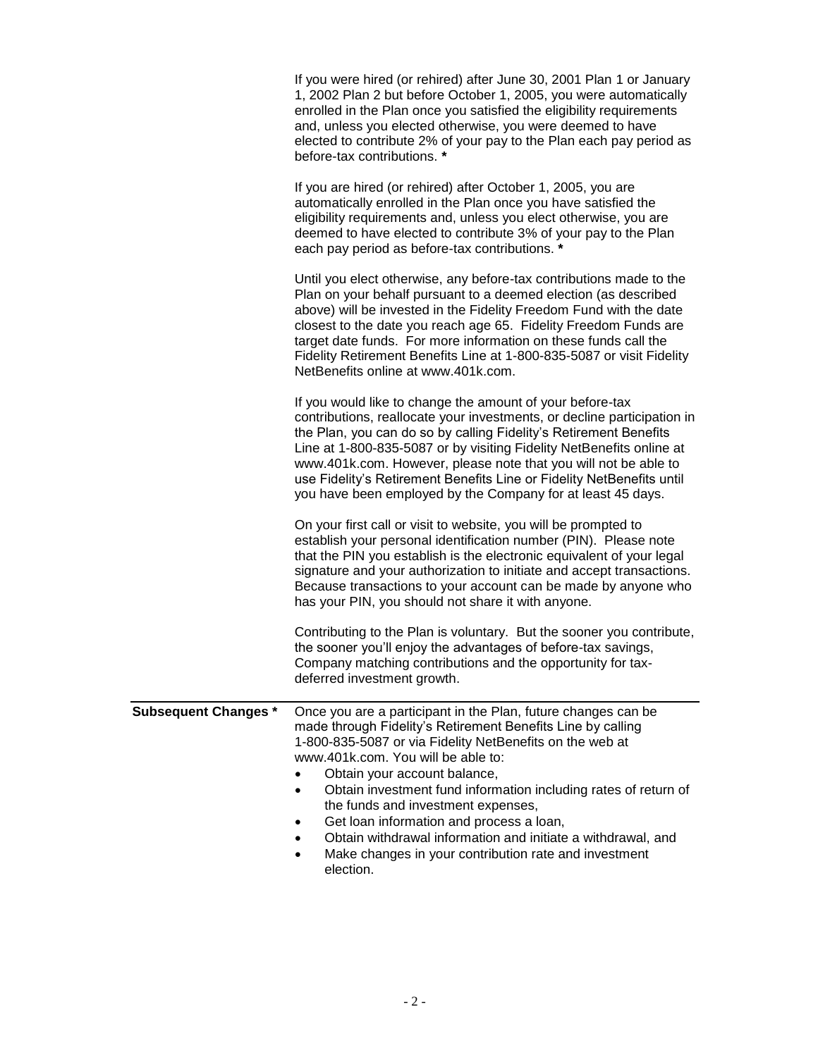If you were hired (or rehired) after June 30, 2001 Plan 1 or January 1, 2002 Plan 2 but before October 1, 2005, you were automatically enrolled in the Plan once you satisfied the eligibility requirements and, unless you elected otherwise, you were deemed to have elected to contribute 2% of your pay to the Plan each pay period as before-tax contributions. **\***

If you are hired (or rehired) after October 1, 2005, you are automatically enrolled in the Plan once you have satisfied the eligibility requirements and, unless you elect otherwise, you are deemed to have elected to contribute 3% of your pay to the Plan each pay period as before-tax contributions. **\***

Until you elect otherwise, any before-tax contributions made to the Plan on your behalf pursuant to a deemed election (as described above) will be invested in the Fidelity Freedom Fund with the date closest to the date you reach age 65. Fidelity Freedom Funds are target date funds. For more information on these funds call the Fidelity Retirement Benefits Line at 1-800-835-5087 or visit Fidelity NetBenefits online at www.401k.com.

If you would like to change the amount of your before-tax contributions, reallocate your investments, or decline participation in the Plan, you can do so by calling Fidelity's Retirement Benefits Line at 1-800-835-5087 or by visiting Fidelity NetBenefits online at www.401k.com. However, please note that you will not be able to use Fidelity's Retirement Benefits Line or Fidelity NetBenefits until you have been employed by the Company for at least 45 days.

On your first call or visit to website, you will be prompted to establish your personal identification number (PIN). Please note that the PIN you establish is the electronic equivalent of your legal signature and your authorization to initiate and accept transactions. Because transactions to your account can be made by anyone who has your PIN, you should not share it with anyone.

Contributing to the Plan is voluntary. But the sooner you contribute, the sooner you'll enjoy the advantages of before-tax savings, Company matching contributions and the opportunity for tax-deferred investment growth.

---

**Subsequent Changes \***

Once you are a participant in the Plan, future changes can be made through Fidelity's Retirement Benefits Line by calling 1-800-835-5087 or via Fidelity NetBenefits on the web at www.401k.com. You will be able to:

- Obtain your account balance,
- Obtain investment fund information including rates of return of the funds and investment expenses,
- Get loan information and process a loan,
- Obtain withdrawal information and initiate a withdrawal, and
- Make changes in your contribution rate and investment election.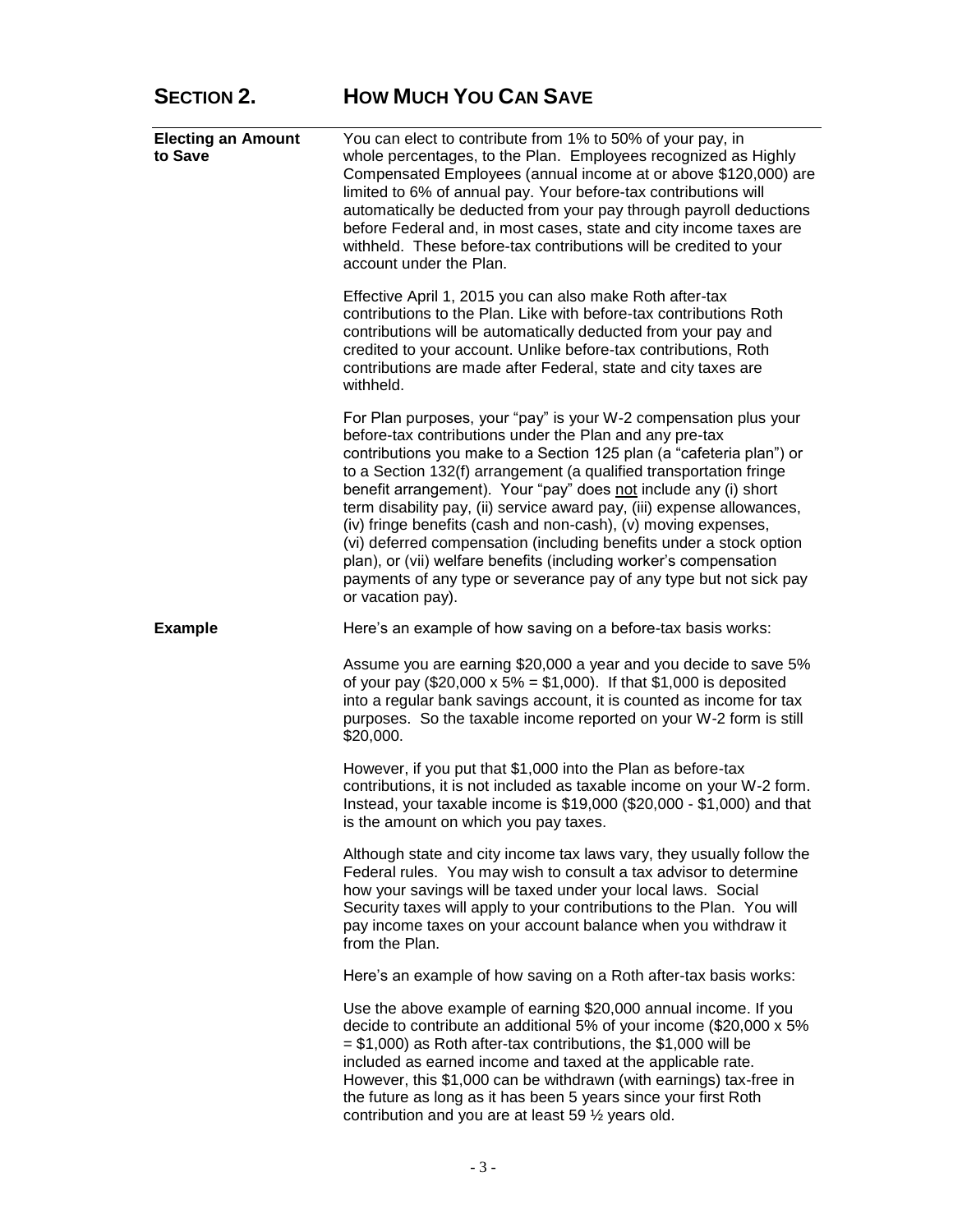## SECTION 2. HOW MUCH YOU CAN SAVE

**Electing an Amount to Save**

You can elect to contribute from 1% to 50% of your pay, in whole percentages, to the Plan. Employees recognized as Highly Compensated Employees (annual income at or above $120,000) are limited to 6% of annual pay. Your before-tax contributions will automatically be deducted from your pay through payroll deductions before Federal and, in most cases, state and city income taxes are withheld. These before-tax contributions will be credited to your account under the Plan.

Effective April 1, 2015 you can also make Roth after-tax contributions to the Plan. Like with before-tax contributions Roth contributions will be automatically deducted from your pay and credited to your account. Unlike before-tax contributions, Roth contributions are made after Federal, state and city taxes are withheld.

For Plan purposes, your "pay" is your W-2 compensation plus your before-tax contributions under the Plan and any pre-tax contributions you make to a Section 125 plan (a "cafeteria plan") or to a Section 132(f) arrangement (a qualified transportation fringe benefit arrangement). Your "pay" does not include any (i) short term disability pay, (ii) service award pay, (iii) expense allowances, (iv) fringe benefits (cash and non-cash), (v) moving expenses, (vi) deferred compensation (including benefits under a stock option plan), or (vii) welfare benefits (including worker's compensation payments of any type or severance pay of any type but not sick pay or vacation pay).

**Example**

Here's an example of how saving on a before-tax basis works:

Assume you are earning $20,000 a year and you decide to save 5% of your pay ($20,000 x 5% = $1,000). If that $1,000 is deposited into a regular bank savings account, it is counted as income for tax purposes. So the taxable income reported on your W-2 form is still $20,000.

However, if you put that $1,000 into the Plan as before-tax contributions, it is not included as taxable income on your W-2 form. Instead, your taxable income is $19,000 ($20,000 - $1,000) and that is the amount on which you pay taxes.

Although state and city income tax laws vary, they usually follow the Federal rules. You may wish to consult a tax advisor to determine how your savings will be taxed under your local laws. Social Security taxes will apply to your contributions to the Plan. You will pay income taxes on your account balance when you withdraw it from the Plan.

Here's an example of how saving on a Roth after-tax basis works:

Use the above example of earning $20,000 annual income. If you decide to contribute an additional 5% of your income ($20,000 x 5% = $1,000) as Roth after-tax contributions, the $1,000 will be included as earned income and taxed at the applicable rate. However, this $1,000 can be withdrawn (with earnings) tax-free in the future as long as it has been 5 years since your first Roth contribution and you are at least 59 ½ years old.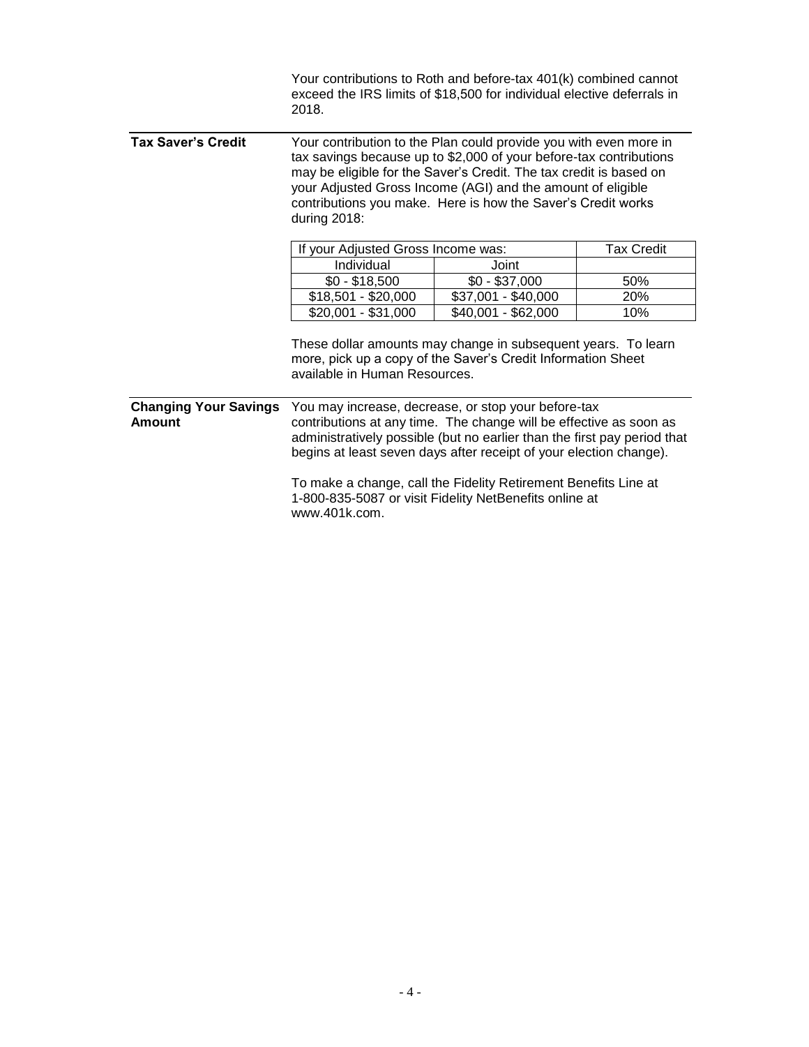Your contributions to Roth and before-tax 401(k) combined cannot exceed the IRS limits of $18,500 for individual elective deferrals in 2018.

**Tax Saver's Credit**

Your contribution to the Plan could provide you with even more in tax savings because up to $2,000 of your before-tax contributions may be eligible for the Saver's Credit. The tax credit is based on your Adjusted Gross Income (AGI) and the amount of eligible contributions you make. Here is how the Saver's Credit works during 2018:

| If your Adjusted Gross Income was: | | Tax Credit |
|---|---|---|
| Individual | Joint | |
| $0 - $18,500 | $0 - $37,000 | 50% |
| $18,501 - $20,000 | $37,001 - $40,000 | 20% |
| $20,001 - $31,000 | $40,001 - $62,000 | 10% |

These dollar amounts may change in subsequent years. To learn more, pick up a copy of the Saver's Credit Information Sheet available in Human Resources.

**Changing Your Savings Amount**

You may increase, decrease, or stop your before-tax contributions at any time. The change will be effective as soon as administratively possible (but no earlier than the first pay period that begins at least seven days after receipt of your election change).

To make a change, call the Fidelity Retirement Benefits Line at 1-800-835-5087 or visit Fidelity NetBenefits online at www.401k.com.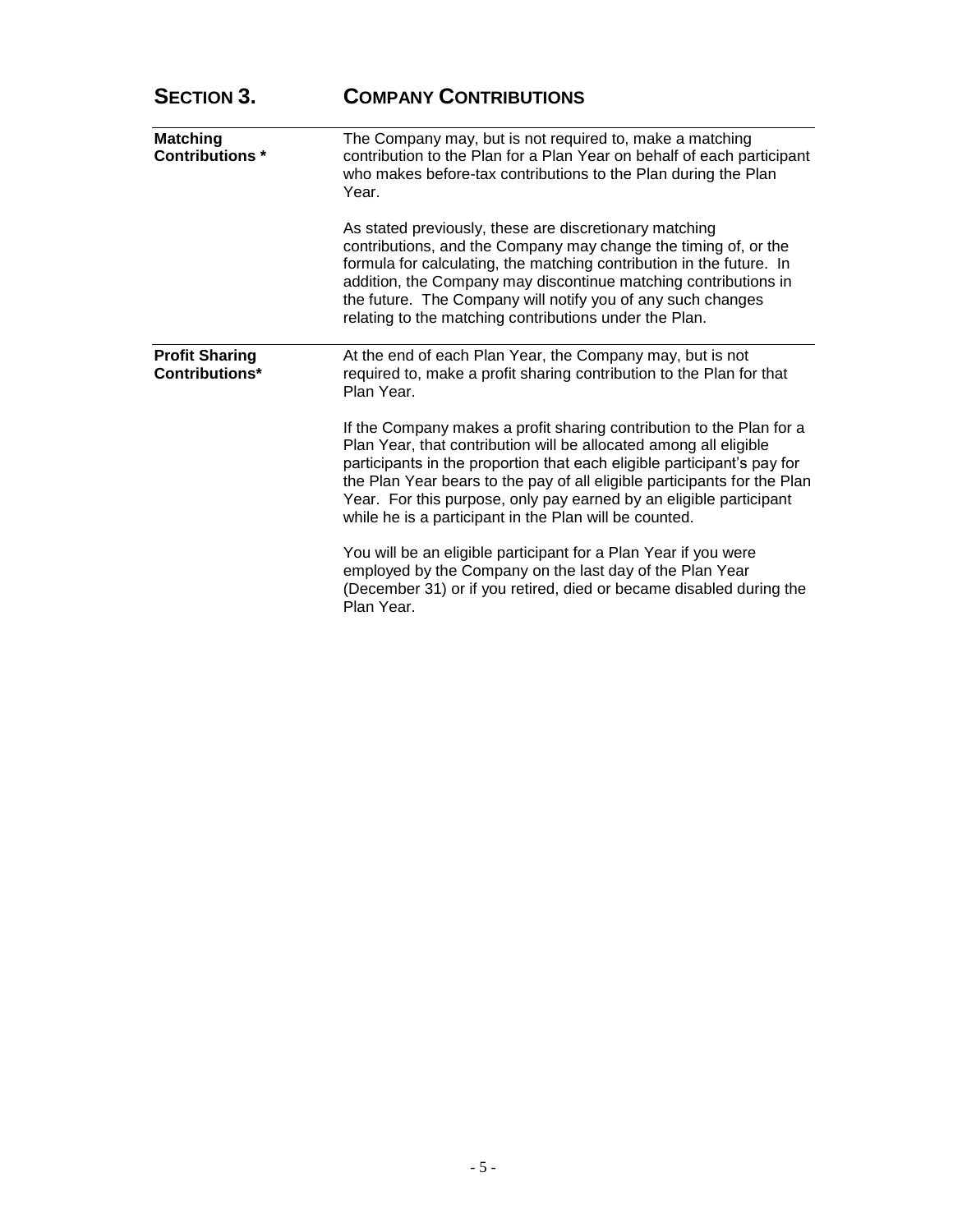## SECTION 3. COMPANY CONTRIBUTIONS

**Matching Contributions ***

The Company may, but is not required to, make a matching contribution to the Plan for a Plan Year on behalf of each participant who makes before-tax contributions to the Plan during the Plan Year.

As stated previously, these are discretionary matching contributions, and the Company may change the timing of, or the formula for calculating, the matching contribution in the future. In addition, the Company may discontinue matching contributions in the future. The Company will notify you of any such changes relating to the matching contributions under the Plan.

**Profit Sharing Contributions***

At the end of each Plan Year, the Company may, but is not required to, make a profit sharing contribution to the Plan for that Plan Year.

If the Company makes a profit sharing contribution to the Plan for a Plan Year, that contribution will be allocated among all eligible participants in the proportion that each eligible participant's pay for the Plan Year bears to the pay of all eligible participants for the Plan Year. For this purpose, only pay earned by an eligible participant while he is a participant in the Plan will be counted.

You will be an eligible participant for a Plan Year if you were employed by the Company on the last day of the Plan Year (December 31) or if you retired, died or became disabled during the Plan Year.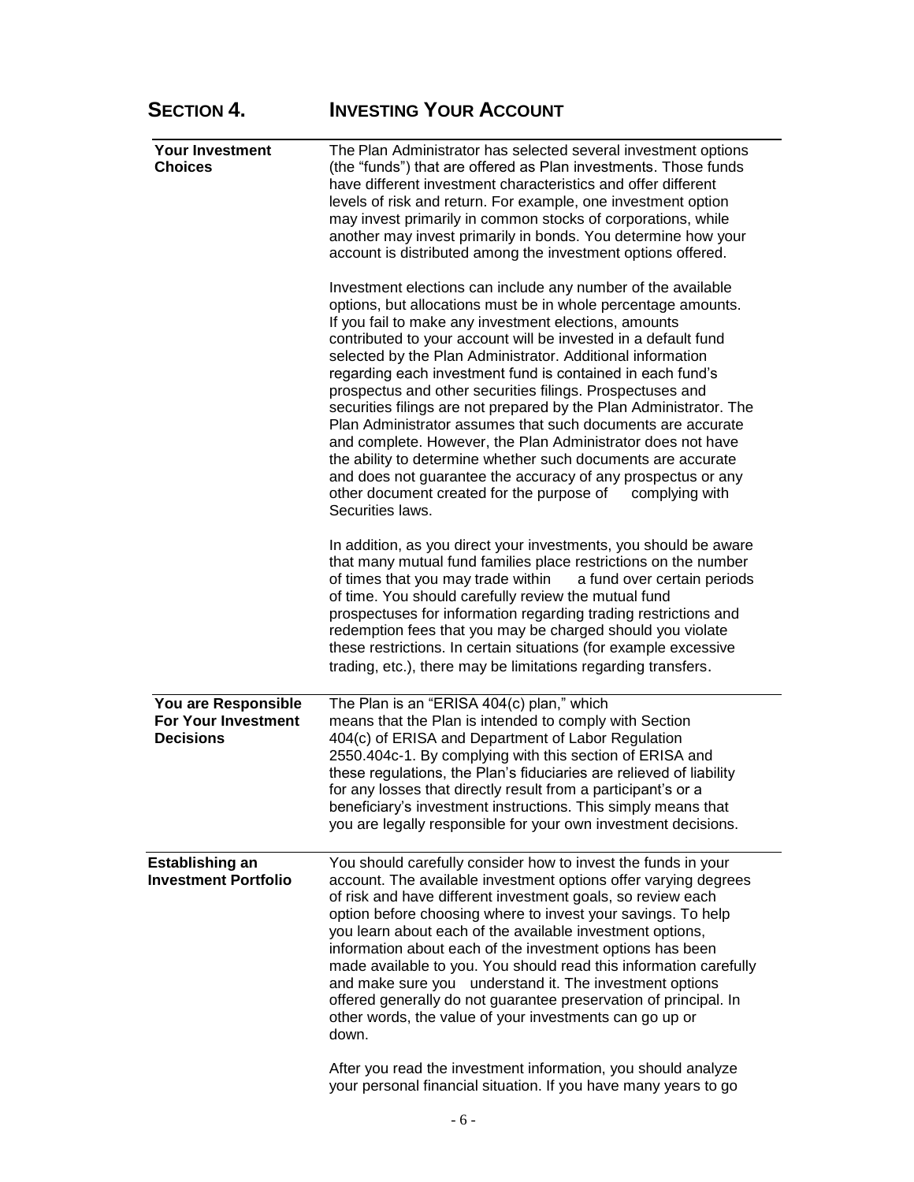# SECTION 4. INVESTING YOUR ACCOUNT

### Your Investment Choices

The Plan Administrator has selected several investment options (the "funds") that are offered as Plan investments. Those funds have different investment characteristics and offer different levels of risk and return. For example, one investment option may invest primarily in common stocks of corporations, while another may invest primarily in bonds. You determine how your account is distributed among the investment options offered.

Investment elections can include any number of the available options, but allocations must be in whole percentage amounts. If you fail to make any investment elections, amounts contributed to your account will be invested in a default fund selected by the Plan Administrator. Additional information regarding each investment fund is contained in each fund's prospectus and other securities filings. Prospectuses and securities filings are not prepared by the Plan Administrator. The Plan Administrator assumes that such documents are accurate and complete. However, the Plan Administrator does not have the ability to determine whether such documents are accurate and does not guarantee the accuracy of any prospectus or any other document created for the purpose of complying with Securities laws.

In addition, as you direct your investments, you should be aware that many mutual fund families place restrictions on the number of times that you may trade within a fund over certain periods of time. You should carefully review the mutual fund prospectuses for information regarding trading restrictions and redemption fees that you may be charged should you violate these restrictions. In certain situations (for example excessive trading, etc.), there may be limitations regarding transfers.

### You are Responsible For Your Investment Decisions

The Plan is an "ERISA 404(c) plan," which means that the Plan is intended to comply with Section 404(c) of ERISA and Department of Labor Regulation 2550.404c-1. By complying with this section of ERISA and these regulations, the Plan's fiduciaries are relieved of liability for any losses that directly result from a participant's or a beneficiary's investment instructions. This simply means that you are legally responsible for your own investment decisions.

### Establishing an Investment Portfolio

You should carefully consider how to invest the funds in your account. The available investment options offer varying degrees of risk and have different investment goals, so review each option before choosing where to invest your savings. To help you learn about each of the available investment options, information about each of the investment options has been made available to you. You should read this information carefully and make sure you understand it. The investment options offered generally do not guarantee preservation of principal. In other words, the value of your investments can go up or down.

After you read the investment information, you should analyze your personal financial situation. If you have many years to go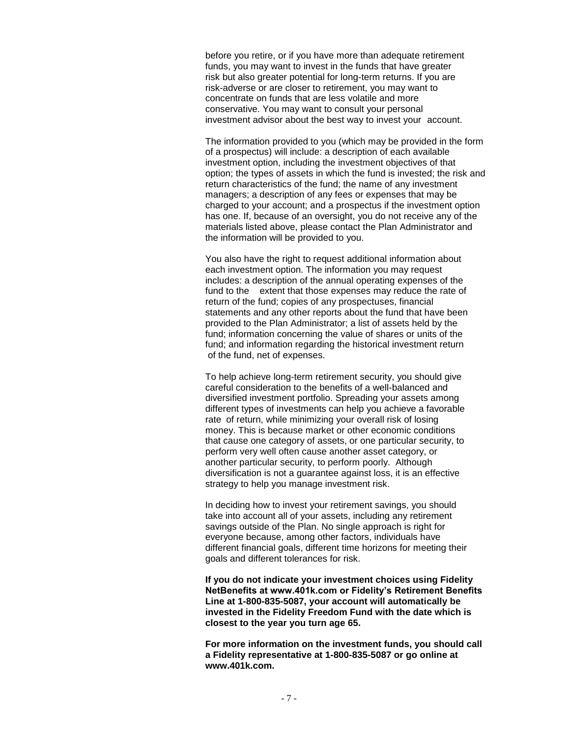before you retire, or if you have more than adequate retirement funds, you may want to invest in the funds that have greater risk but also greater potential for long-term returns. If you are risk-adverse or are closer to retirement, you may want to concentrate on funds that are less volatile and more conservative. You may want to consult your personal investment advisor about the best way to invest your account.

The information provided to you (which may be provided in the form of a prospectus) will include: a description of each available investment option, including the investment objectives of that option; the types of assets in which the fund is invested; the risk and return characteristics of the fund; the name of any investment managers; a description of any fees or expenses that may be charged to your account; and a prospectus if the investment option has one. If, because of an oversight, you do not receive any of the materials listed above, please contact the Plan Administrator and the information will be provided to you.

You also have the right to request additional information about each investment option. The information you may request includes: a description of the annual operating expenses of the fund to the extent that those expenses may reduce the rate of return of the fund; copies of any prospectuses, financial statements and any other reports about the fund that have been provided to the Plan Administrator; a list of assets held by the fund; information concerning the value of shares or units of the fund; and information regarding the historical investment return of the fund, net of expenses.

To help achieve long-term retirement security, you should give careful consideration to the benefits of a well-balanced and diversified investment portfolio. Spreading your assets among different types of investments can help you achieve a favorable rate of return, while minimizing your overall risk of losing money. This is because market or other economic conditions that cause one category of assets, or one particular security, to perform very well often cause another asset category, or another particular security, to perform poorly. Although diversification is not a guarantee against loss, it is an effective strategy to help you manage investment risk.

In deciding how to invest your retirement savings, you should take into account all of your assets, including any retirement savings outside of the Plan. No single approach is right for everyone because, among other factors, individuals have different financial goals, different time horizons for meeting their goals and different tolerances for risk.

**If you do not indicate your investment choices using Fidelity NetBenefits at www.401k.com or Fidelity's Retirement Benefits Line at 1-800-835-5087, your account will automatically be invested in the Fidelity Freedom Fund with the date which is closest to the year you turn age 65.**

**For more information on the investment funds, you should call a Fidelity representative at 1-800-835-5087 or go online at www.401k.com.**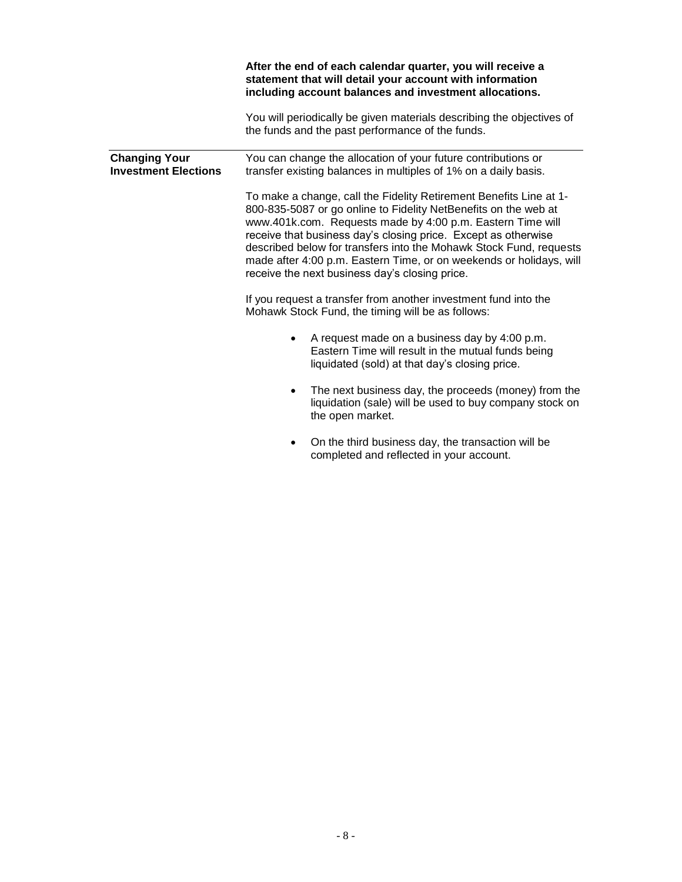**After the end of each calendar quarter, you will receive a statement that will detail your account with information including account balances and investment allocations.**

You will periodically be given materials describing the objectives of the funds and the past performance of the funds.

---

**Changing Your Investment Elections**

You can change the allocation of your future contributions or transfer existing balances in multiples of 1% on a daily basis.

To make a change, call the Fidelity Retirement Benefits Line at 1-800-835-5087 or go online to Fidelity NetBenefits on the web at www.401k.com. Requests made by 4:00 p.m. Eastern Time will receive that business day's closing price. Except as otherwise described below for transfers into the Mohawk Stock Fund, requests made after 4:00 p.m. Eastern Time, or on weekends or holidays, will receive the next business day's closing price.

If you request a transfer from another investment fund into the Mohawk Stock Fund, the timing will be as follows:

- A request made on a business day by 4:00 p.m. Eastern Time will result in the mutual funds being liquidated (sold) at that day's closing price.
- The next business day, the proceeds (money) from the liquidation (sale) will be used to buy company stock on the open market.
- On the third business day, the transaction will be completed and reflected in your account.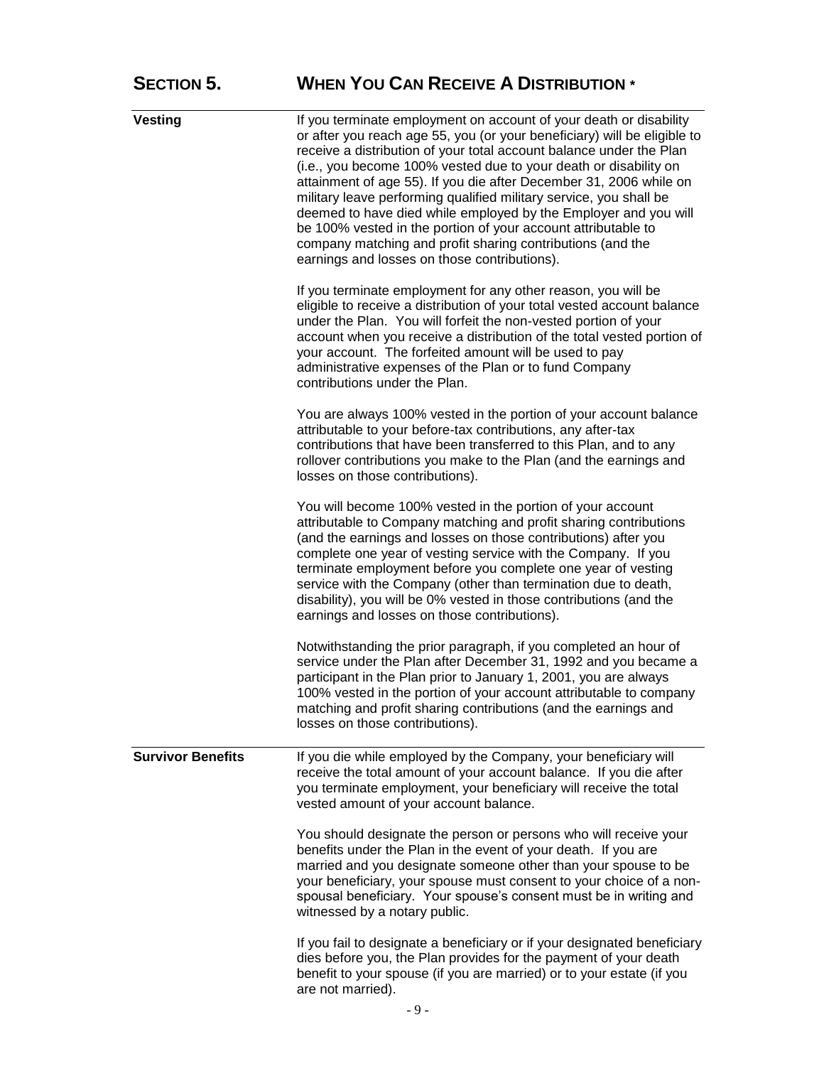# SECTION 5. WHEN YOU CAN RECEIVE A DISTRIBUTION *

**Vesting**

If you terminate employment on account of your death or disability or after you reach age 55, you (or your beneficiary) will be eligible to receive a distribution of your total account balance under the Plan (i.e., you become 100% vested due to your death or disability on attainment of age 55). If you die after December 31, 2006 while on military leave performing qualified military service, you shall be deemed to have died while employed by the Employer and you will be 100% vested in the portion of your account attributable to company matching and profit sharing contributions (and the earnings and losses on those contributions).

If you terminate employment for any other reason, you will be eligible to receive a distribution of your total vested account balance under the Plan. You will forfeit the non-vested portion of your account when you receive a distribution of the total vested portion of your account. The forfeited amount will be used to pay administrative expenses of the Plan or to fund Company contributions under the Plan.

You are always 100% vested in the portion of your account balance attributable to your before-tax contributions, any after-tax contributions that have been transferred to this Plan, and to any rollover contributions you make to the Plan (and the earnings and losses on those contributions).

You will become 100% vested in the portion of your account attributable to Company matching and profit sharing contributions (and the earnings and losses on those contributions) after you complete one year of vesting service with the Company. If you terminate employment before you complete one year of vesting service with the Company (other than termination due to death, disability), you will be 0% vested in those contributions (and the earnings and losses on those contributions).

Notwithstanding the prior paragraph, if you completed an hour of service under the Plan after December 31, 1992 and you became a participant in the Plan prior to January 1, 2001, you are always 100% vested in the portion of your account attributable to company matching and profit sharing contributions (and the earnings and losses on those contributions).

**Survivor Benefits**

If you die while employed by the Company, your beneficiary will receive the total amount of your account balance. If you die after you terminate employment, your beneficiary will receive the total vested amount of your account balance.

You should designate the person or persons who will receive your benefits under the Plan in the event of your death. If you are married and you designate someone other than your spouse to be your beneficiary, your spouse must consent to your choice of a non-spousal beneficiary. Your spouse's consent must be in writing and witnessed by a notary public.

If you fail to designate a beneficiary or if your designated beneficiary dies before you, the Plan provides for the payment of your death benefit to your spouse (if you are married) or to your estate (if you are not married).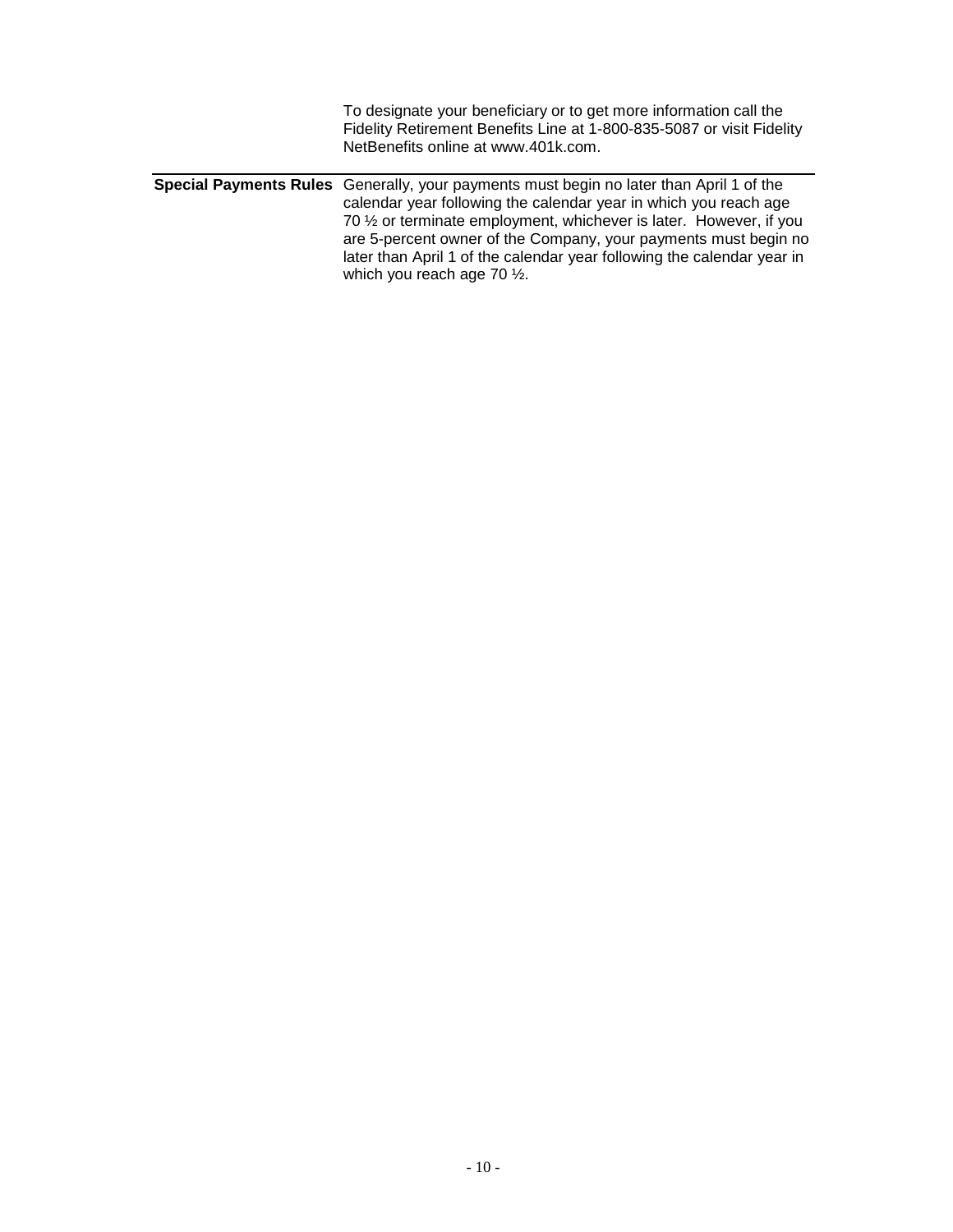To designate your beneficiary or to get more information call the Fidelity Retirement Benefits Line at 1-800-835-5087 or visit Fidelity NetBenefits online at www.401k.com.

---

**Special Payments Rules** Generally, your payments must begin no later than April 1 of the calendar year following the calendar year in which you reach age 70 ½ or terminate employment, whichever is later. However, if you are 5-percent owner of the Company, your payments must begin no later than April 1 of the calendar year following the calendar year in which you reach age 70 ½.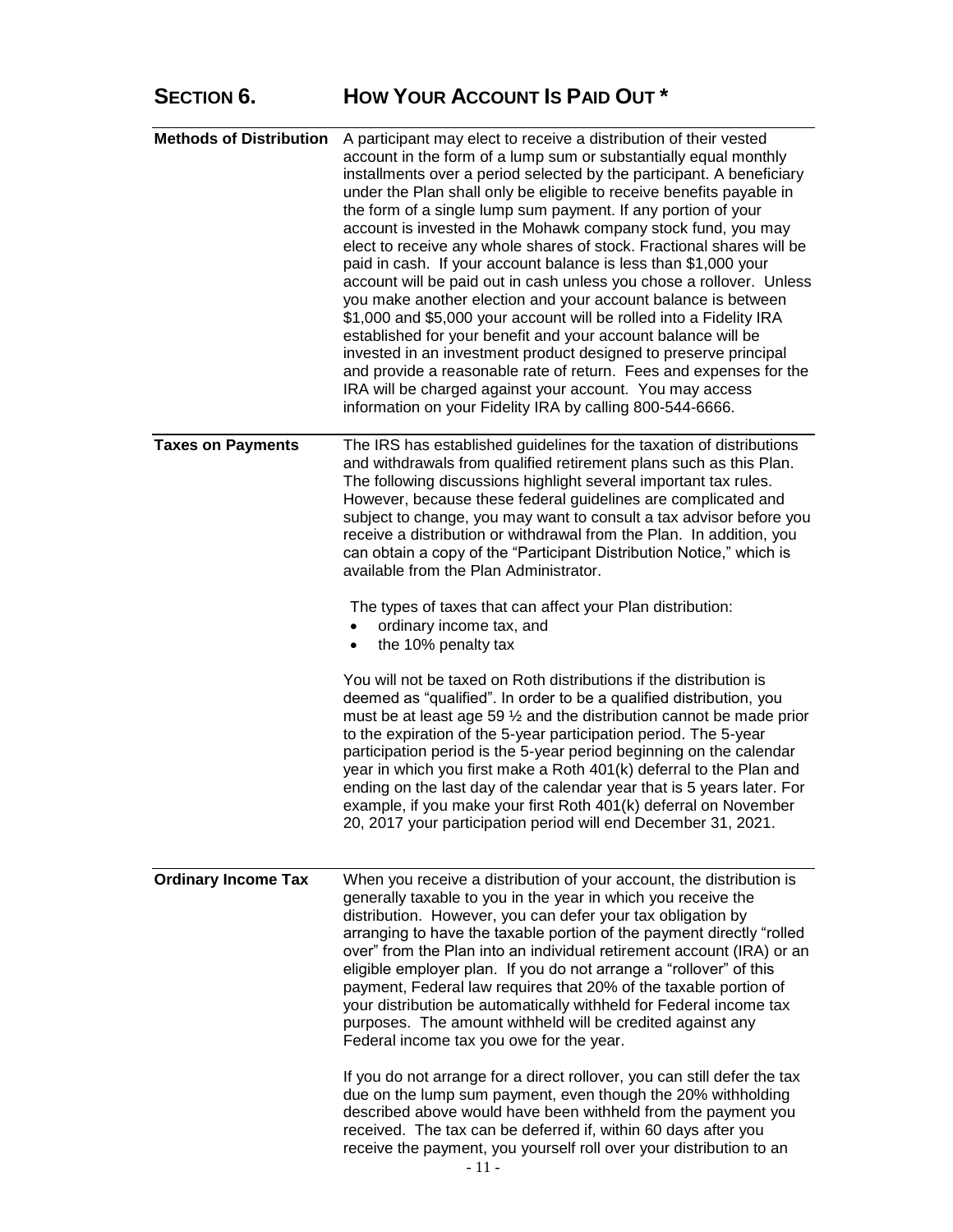## SECTION 6. HOW YOUR ACCOUNT IS PAID OUT *

**Methods of Distribution**

A participant may elect to receive a distribution of their vested account in the form of a lump sum or substantially equal monthly installments over a period selected by the participant. A beneficiary under the Plan shall only be eligible to receive benefits payable in the form of a single lump sum payment. If any portion of your account is invested in the Mohawk company stock fund, you may elect to receive any whole shares of stock. Fractional shares will be paid in cash. If your account balance is less than $1,000 your account will be paid out in cash unless you chose a rollover. Unless you make another election and your account balance is between $1,000 and $5,000 your account will be rolled into a Fidelity IRA established for your benefit and your account balance will be invested in an investment product designed to preserve principal and provide a reasonable rate of return. Fees and expenses for the IRA will be charged against your account. You may access information on your Fidelity IRA by calling 800-544-6666.

**Taxes on Payments**

The IRS has established guidelines for the taxation of distributions and withdrawals from qualified retirement plans such as this Plan. The following discussions highlight several important tax rules. However, because these federal guidelines are complicated and subject to change, you may want to consult a tax advisor before you receive a distribution or withdrawal from the Plan. In addition, you can obtain a copy of the "Participant Distribution Notice," which is available from the Plan Administrator.

The types of taxes that can affect your Plan distribution:

- ordinary income tax, and
- the 10% penalty tax

You will not be taxed on Roth distributions if the distribution is deemed as "qualified". In order to be a qualified distribution, you must be at least age 59 ½ and the distribution cannot be made prior to the expiration of the 5-year participation period. The 5-year participation period is the 5-year period beginning on the calendar year in which you first make a Roth 401(k) deferral to the Plan and ending on the last day of the calendar year that is 5 years later. For example, if you make your first Roth 401(k) deferral on November 20, 2017 your participation period will end December 31, 2021.

**Ordinary Income Tax**

When you receive a distribution of your account, the distribution is generally taxable to you in the year in which you receive the distribution. However, you can defer your tax obligation by arranging to have the taxable portion of the payment directly "rolled over" from the Plan into an individual retirement account (IRA) or an eligible employer plan. If you do not arrange a "rollover" of this payment, Federal law requires that 20% of the taxable portion of your distribution be automatically withheld for Federal income tax purposes. The amount withheld will be credited against any Federal income tax you owe for the year.

If you do not arrange for a direct rollover, you can still defer the tax due on the lump sum payment, even though the 20% withholding described above would have been withheld from the payment you received. The tax can be deferred if, within 60 days after you receive the payment, you yourself roll over your distribution to an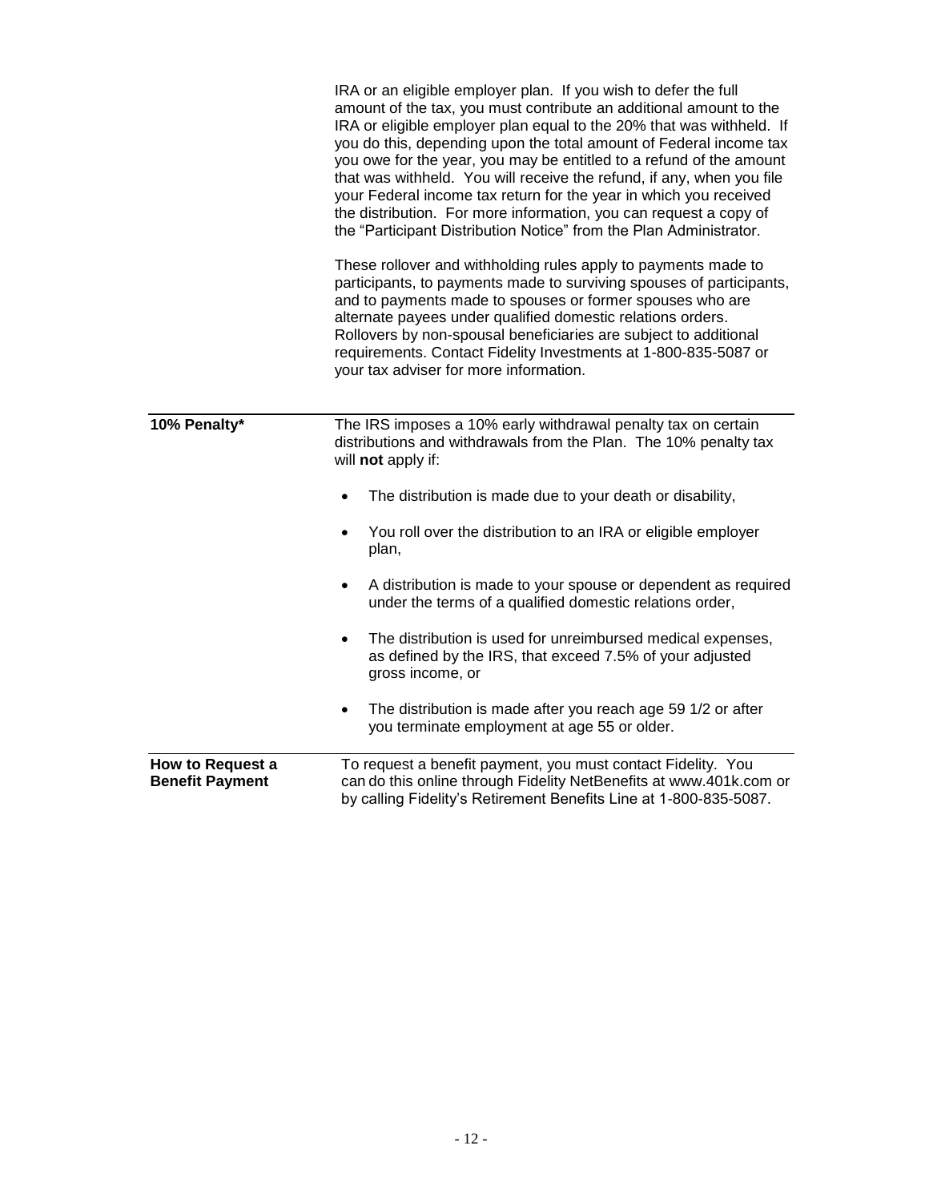IRA or an eligible employer plan. If you wish to defer the full amount of the tax, you must contribute an additional amount to the IRA or eligible employer plan equal to the 20% that was withheld. If you do this, depending upon the total amount of Federal income tax you owe for the year, you may be entitled to a refund of the amount that was withheld. You will receive the refund, if any, when you file your Federal income tax return for the year in which you received the distribution. For more information, you can request a copy of the "Participant Distribution Notice" from the Plan Administrator.

These rollover and withholding rules apply to payments made to participants, to payments made to surviving spouses of participants, and to payments made to spouses or former spouses who are alternate payees under qualified domestic relations orders. Rollovers by non-spousal beneficiaries are subject to additional requirements. Contact Fidelity Investments at 1-800-835-5087 or your tax adviser for more information.

**10% Penalty***

The IRS imposes a 10% early withdrawal penalty tax on certain distributions and withdrawals from the Plan. The 10% penalty tax will **not** apply if:

- The distribution is made due to your death or disability,
- You roll over the distribution to an IRA or eligible employer plan,
- A distribution is made to your spouse or dependent as required under the terms of a qualified domestic relations order,
- The distribution is used for unreimbursed medical expenses, as defined by the IRS, that exceed 7.5% of your adjusted gross income, or
- The distribution is made after you reach age 59 1/2 or after you terminate employment at age 55 or older.

**How to Request a Benefit Payment**

To request a benefit payment, you must contact Fidelity. You can do this online through Fidelity NetBenefits at www.401k.com or by calling Fidelity's Retirement Benefits Line at 1-800-835-5087.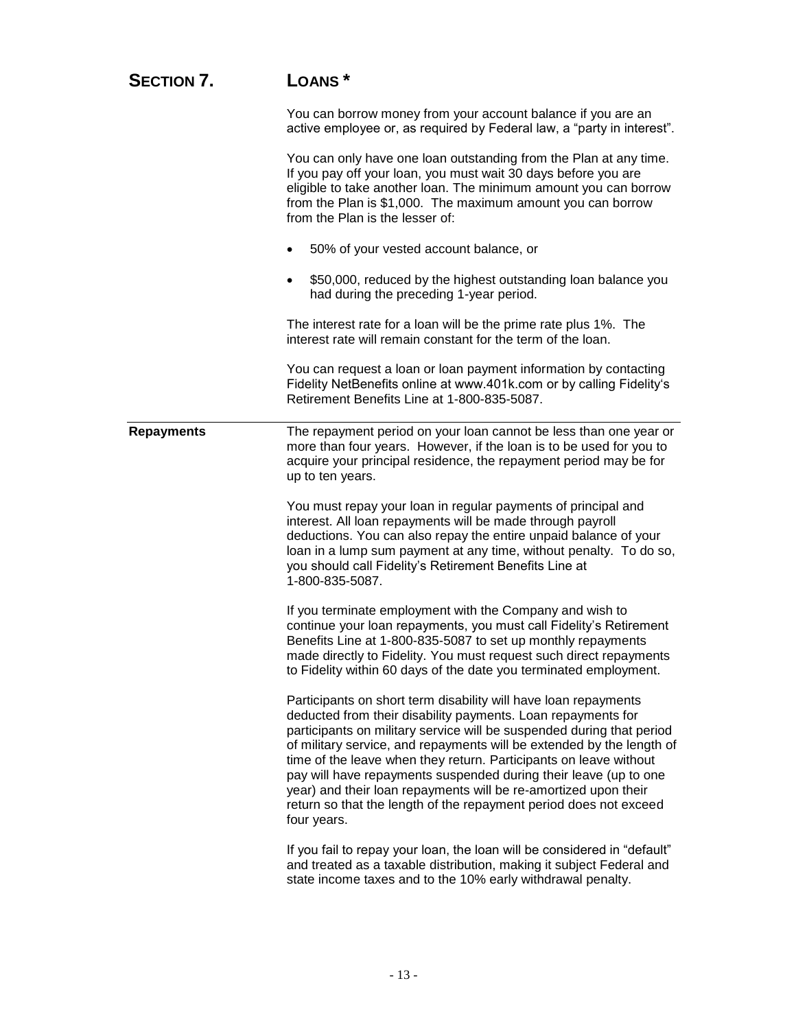# SECTION 7. LOANS *

You can borrow money from your account balance if you are an active employee or, as required by Federal law, a "party in interest".

You can only have one loan outstanding from the Plan at any time. If you pay off your loan, you must wait 30 days before you are eligible to take another loan. The minimum amount you can borrow from the Plan is $1,000. The maximum amount you can borrow from the Plan is the lesser of:

- 50% of your vested account balance, or
- $50,000, reduced by the highest outstanding loan balance you had during the preceding 1-year period.

The interest rate for a loan will be the prime rate plus 1%. The interest rate will remain constant for the term of the loan.

You can request a loan or loan payment information by contacting Fidelity NetBenefits online at www.401k.com or by calling Fidelity's Retirement Benefits Line at 1-800-835-5087.

---

**Repayments**

The repayment period on your loan cannot be less than one year or more than four years. However, if the loan is to be used for you to acquire your principal residence, the repayment period may be for up to ten years.

You must repay your loan in regular payments of principal and interest. All loan repayments will be made through payroll deductions. You can also repay the entire unpaid balance of your loan in a lump sum payment at any time, without penalty. To do so, you should call Fidelity's Retirement Benefits Line at 1-800-835-5087.

If you terminate employment with the Company and wish to continue your loan repayments, you must call Fidelity's Retirement Benefits Line at 1-800-835-5087 to set up monthly repayments made directly to Fidelity. You must request such direct repayments to Fidelity within 60 days of the date you terminated employment.

Participants on short term disability will have loan repayments deducted from their disability payments. Loan repayments for participants on military service will be suspended during that period of military service, and repayments will be extended by the length of time of the leave when they return. Participants on leave without pay will have repayments suspended during their leave (up to one year) and their loan repayments will be re-amortized upon their return so that the length of the repayment period does not exceed four years.

If you fail to repay your loan, the loan will be considered in "default" and treated as a taxable distribution, making it subject Federal and state income taxes and to the 10% early withdrawal penalty.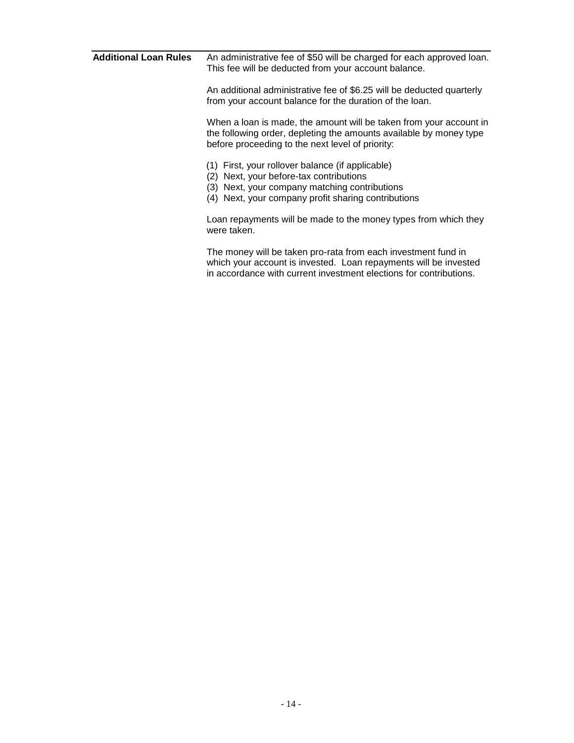**Additional Loan Rules**

An administrative fee of $50 will be charged for each approved loan. This fee will be deducted from your account balance.

An additional administrative fee of $6.25 will be deducted quarterly from your account balance for the duration of the loan.

When a loan is made, the amount will be taken from your account in the following order, depleting the amounts available by money type before proceeding to the next level of priority:

(1) First, your rollover balance (if applicable)
(2) Next, your before-tax contributions
(3) Next, your company matching contributions
(4) Next, your company profit sharing contributions

Loan repayments will be made to the money types from which they were taken.

The money will be taken pro-rata from each investment fund in which your account is invested. Loan repayments will be invested in accordance with current investment elections for contributions.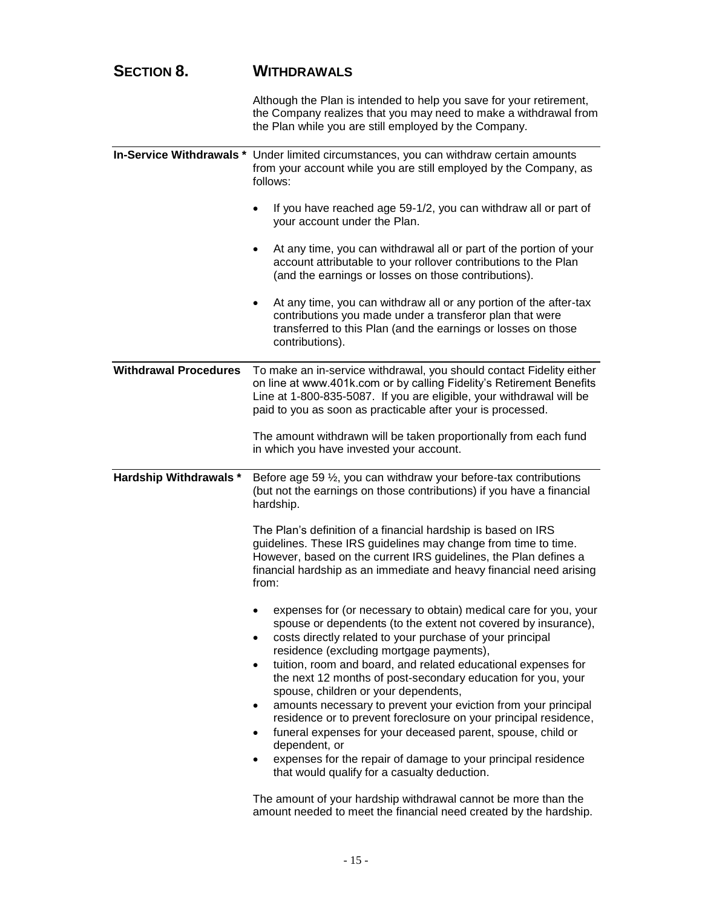# SECTION 8. WITHDRAWALS

Although the Plan is intended to help you save for your retirement, the Company realizes that you may need to make a withdrawal from the Plan while you are still employed by the Company.

**In-Service Withdrawals ***

Under limited circumstances, you can withdraw certain amounts from your account while you are still employed by the Company, as follows:

- If you have reached age 59-1/2, you can withdraw all or part of your account under the Plan.
- At any time, you can withdrawal all or part of the portion of your account attributable to your rollover contributions to the Plan (and the earnings or losses on those contributions).
- At any time, you can withdraw all or any portion of the after-tax contributions you made under a transferor plan that were transferred to this Plan (and the earnings or losses on those contributions).

**Withdrawal Procedures**

To make an in-service withdrawal, you should contact Fidelity either on line at www.401k.com or by calling Fidelity's Retirement Benefits Line at 1-800-835-5087. If you are eligible, your withdrawal will be paid to you as soon as practicable after your is processed.

The amount withdrawn will be taken proportionally from each fund in which you have invested your account.

**Hardship Withdrawals ***

Before age 59 ½, you can withdraw your before-tax contributions (but not the earnings on those contributions) if you have a financial hardship.

The Plan's definition of a financial hardship is based on IRS guidelines. These IRS guidelines may change from time to time. However, based on the current IRS guidelines, the Plan defines a financial hardship as an immediate and heavy financial need arising from:

- expenses for (or necessary to obtain) medical care for you, your spouse or dependents (to the extent not covered by insurance),
- costs directly related to your purchase of your principal residence (excluding mortgage payments),
- tuition, room and board, and related educational expenses for the next 12 months of post-secondary education for you, your spouse, children or your dependents,
- amounts necessary to prevent your eviction from your principal residence or to prevent foreclosure on your principal residence,
- funeral expenses for your deceased parent, spouse, child or dependent, or
- expenses for the repair of damage to your principal residence that would qualify for a casualty deduction.

The amount of your hardship withdrawal cannot be more than the amount needed to meet the financial need created by the hardship.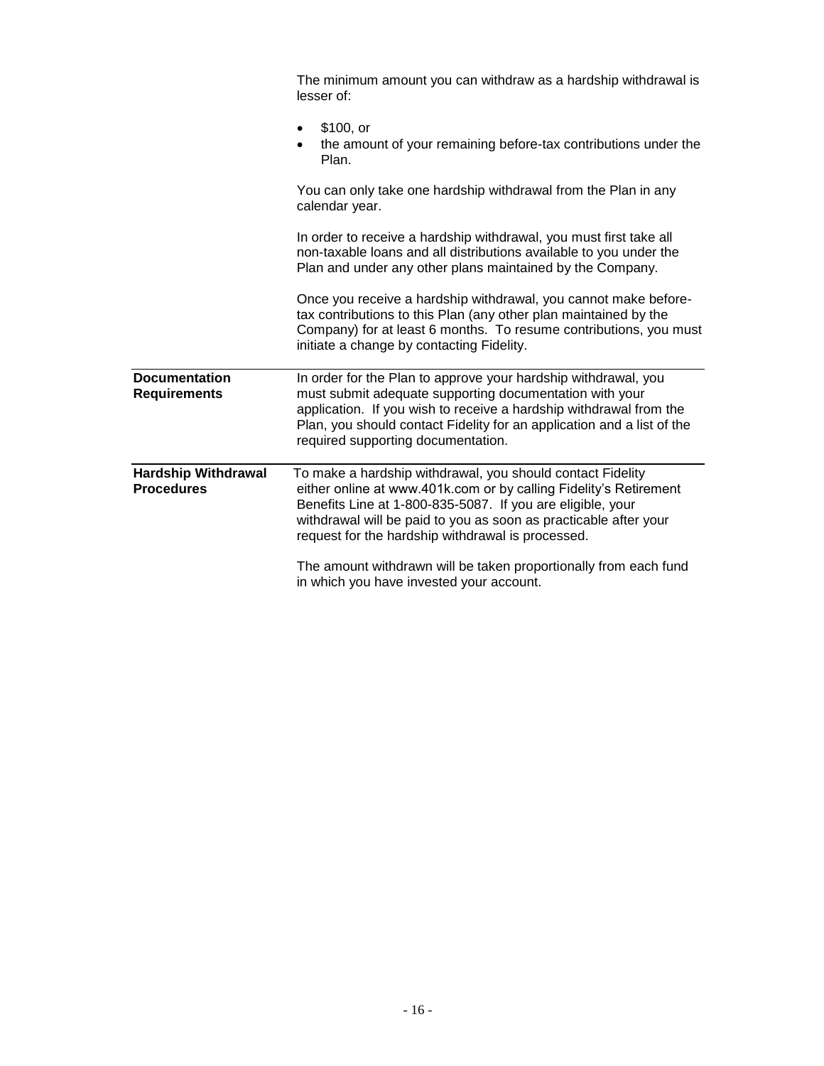The minimum amount you can withdraw as a hardship withdrawal is lesser of:

- $100, or
- the amount of your remaining before-tax contributions under the Plan.

You can only take one hardship withdrawal from the Plan in any calendar year.

In order to receive a hardship withdrawal, you must first take all non-taxable loans and all distributions available to you under the Plan and under any other plans maintained by the Company.

Once you receive a hardship withdrawal, you cannot make before-tax contributions to this Plan (any other plan maintained by the Company) for at least 6 months. To resume contributions, you must initiate a change by contacting Fidelity.

**Documentation Requirements**

In order for the Plan to approve your hardship withdrawal, you must submit adequate supporting documentation with your application. If you wish to receive a hardship withdrawal from the Plan, you should contact Fidelity for an application and a list of the required supporting documentation.

**Hardship Withdrawal Procedures**

To make a hardship withdrawal, you should contact Fidelity either online at www.401k.com or by calling Fidelity's Retirement Benefits Line at 1-800-835-5087. If you are eligible, your withdrawal will be paid to you as soon as practicable after your request for the hardship withdrawal is processed.

The amount withdrawn will be taken proportionally from each fund in which you have invested your account.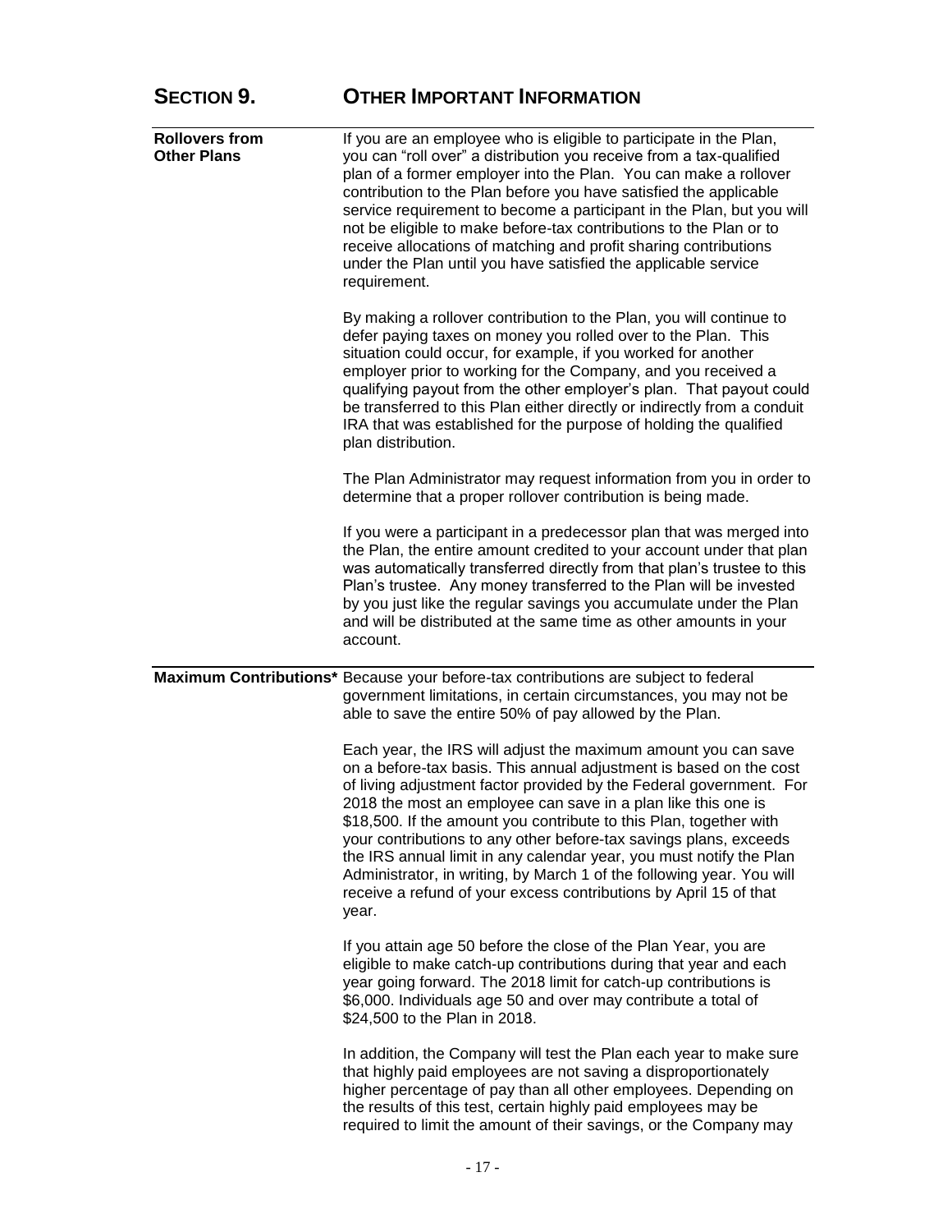# SECTION 9. OTHER IMPORTANT INFORMATION

**Rollovers from Other Plans**

If you are an employee who is eligible to participate in the Plan, you can "roll over" a distribution you receive from a tax-qualified plan of a former employer into the Plan. You can make a rollover contribution to the Plan before you have satisfied the applicable service requirement to become a participant in the Plan, but you will not be eligible to make before-tax contributions to the Plan or to receive allocations of matching and profit sharing contributions under the Plan until you have satisfied the applicable service requirement.

By making a rollover contribution to the Plan, you will continue to defer paying taxes on money you rolled over to the Plan. This situation could occur, for example, if you worked for another employer prior to working for the Company, and you received a qualifying payout from the other employer's plan. That payout could be transferred to this Plan either directly or indirectly from a conduit IRA that was established for the purpose of holding the qualified plan distribution.

The Plan Administrator may request information from you in order to determine that a proper rollover contribution is being made.

If you were a participant in a predecessor plan that was merged into the Plan, the entire amount credited to your account under that plan was automatically transferred directly from that plan's trustee to this Plan's trustee. Any money transferred to the Plan will be invested by you just like the regular savings you accumulate under the Plan and will be distributed at the same time as other amounts in your account.

**Maximum Contributions***

Because your before-tax contributions are subject to federal government limitations, in certain circumstances, you may not be able to save the entire 50% of pay allowed by the Plan.

Each year, the IRS will adjust the maximum amount you can save on a before-tax basis. This annual adjustment is based on the cost of living adjustment factor provided by the Federal government. For 2018 the most an employee can save in a plan like this one is $18,500. If the amount you contribute to this Plan, together with your contributions to any other before-tax savings plans, exceeds the IRS annual limit in any calendar year, you must notify the Plan Administrator, in writing, by March 1 of the following year. You will receive a refund of your excess contributions by April 15 of that year.

If you attain age 50 before the close of the Plan Year, you are eligible to make catch-up contributions during that year and each year going forward. The 2018 limit for catch-up contributions is $6,000. Individuals age 50 and over may contribute a total of $24,500 to the Plan in 2018.

In addition, the Company will test the Plan each year to make sure that highly paid employees are not saving a disproportionately higher percentage of pay than all other employees. Depending on the results of this test, certain highly paid employees may be required to limit the amount of their savings, or the Company may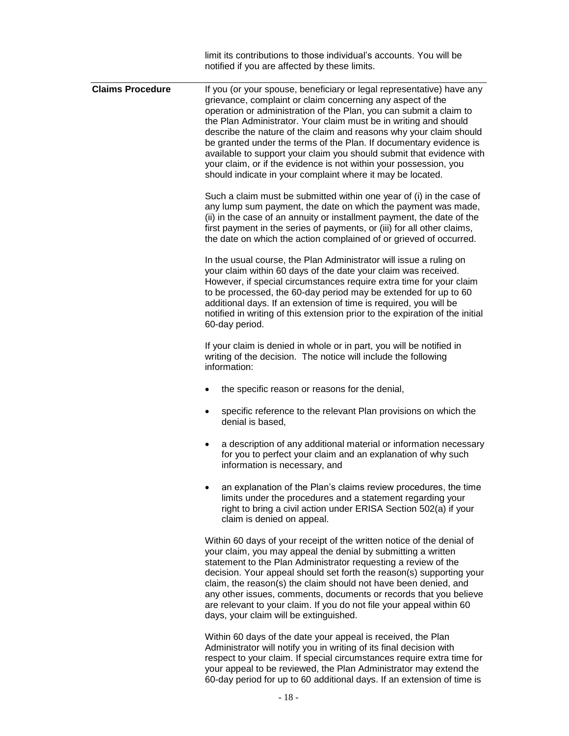limit its contributions to those individual's accounts. You will be notified if you are affected by these limits.

## Claims Procedure

If you (or your spouse, beneficiary or legal representative) have any grievance, complaint or claim concerning any aspect of the operation or administration of the Plan, you can submit a claim to the Plan Administrator. Your claim must be in writing and should describe the nature of the claim and reasons why your claim should be granted under the terms of the Plan. If documentary evidence is available to support your claim you should submit that evidence with your claim, or if the evidence is not within your possession, you should indicate in your complaint where it may be located.

Such a claim must be submitted within one year of (i) in the case of any lump sum payment, the date on which the payment was made, (ii) in the case of an annuity or installment payment, the date of the first payment in the series of payments, or (iii) for all other claims, the date on which the action complained of or grieved of occurred.

In the usual course, the Plan Administrator will issue a ruling on your claim within 60 days of the date your claim was received. However, if special circumstances require extra time for your claim to be processed, the 60-day period may be extended for up to 60 additional days. If an extension of time is required, you will be notified in writing of this extension prior to the expiration of the initial 60-day period.

If your claim is denied in whole or in part, you will be notified in writing of the decision. The notice will include the following information:

- the specific reason or reasons for the denial,
- specific reference to the relevant Plan provisions on which the denial is based,
- a description of any additional material or information necessary for you to perfect your claim and an explanation of why such information is necessary, and
- an explanation of the Plan's claims review procedures, the time limits under the procedures and a statement regarding your right to bring a civil action under ERISA Section 502(a) if your claim is denied on appeal.

Within 60 days of your receipt of the written notice of the denial of your claim, you may appeal the denial by submitting a written statement to the Plan Administrator requesting a review of the decision. Your appeal should set forth the reason(s) supporting your claim, the reason(s) the claim should not have been denied, and any other issues, comments, documents or records that you believe are relevant to your claim. If you do not file your appeal within 60 days, your claim will be extinguished.

Within 60 days of the date your appeal is received, the Plan Administrator will notify you in writing of its final decision with respect to your claim. If special circumstances require extra time for your appeal to be reviewed, the Plan Administrator may extend the 60-day period for up to 60 additional days. If an extension of time is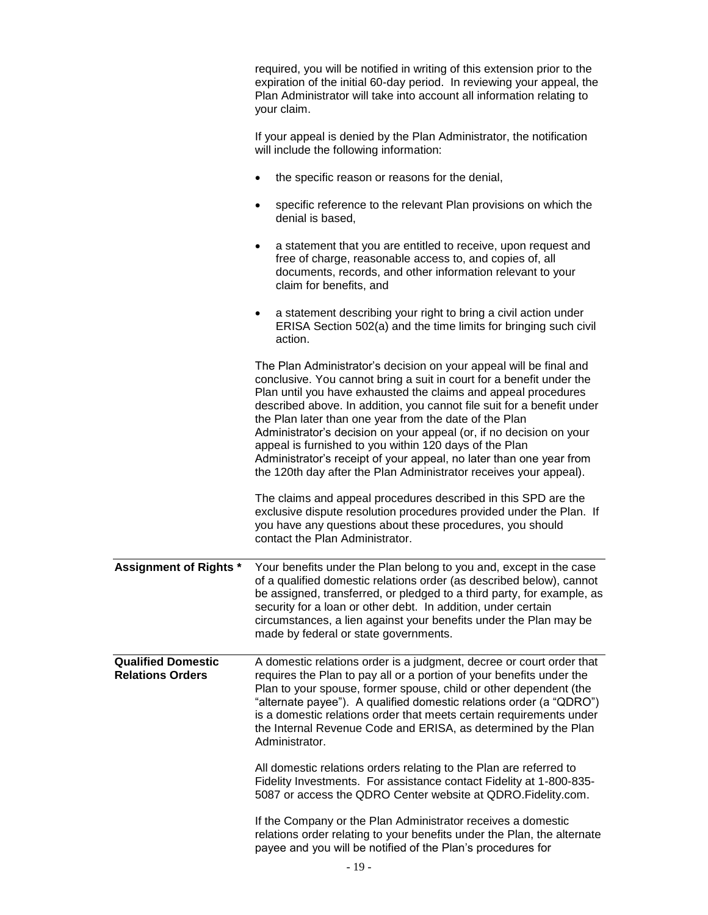required, you will be notified in writing of this extension prior to the expiration of the initial 60-day period. In reviewing your appeal, the Plan Administrator will take into account all information relating to your claim.

If your appeal is denied by the Plan Administrator, the notification will include the following information:

- the specific reason or reasons for the denial,
- specific reference to the relevant Plan provisions on which the denial is based,
- a statement that you are entitled to receive, upon request and free of charge, reasonable access to, and copies of, all documents, records, and other information relevant to your claim for benefits, and
- a statement describing your right to bring a civil action under ERISA Section 502(a) and the time limits for bringing such civil action.

The Plan Administrator's decision on your appeal will be final and conclusive. You cannot bring a suit in court for a benefit under the Plan until you have exhausted the claims and appeal procedures described above. In addition, you cannot file suit for a benefit under the Plan later than one year from the date of the Plan Administrator's decision on your appeal (or, if no decision on your appeal is furnished to you within 120 days of the Plan Administrator's receipt of your appeal, no later than one year from the 120th day after the Plan Administrator receives your appeal).

The claims and appeal procedures described in this SPD are the exclusive dispute resolution procedures provided under the Plan. If you have any questions about these procedures, you should contact the Plan Administrator.

**Assignment of Rights ***

Your benefits under the Plan belong to you and, except in the case of a qualified domestic relations order (as described below), cannot be assigned, transferred, or pledged to a third party, for example, as security for a loan or other debt. In addition, under certain circumstances, a lien against your benefits under the Plan may be made by federal or state governments.

**Qualified Domestic Relations Orders**

A domestic relations order is a judgment, decree or court order that requires the Plan to pay all or a portion of your benefits under the Plan to your spouse, former spouse, child or other dependent (the "alternate payee"). A qualified domestic relations order (a "QDRO") is a domestic relations order that meets certain requirements under the Internal Revenue Code and ERISA, as determined by the Plan Administrator.

All domestic relations orders relating to the Plan are referred to Fidelity Investments. For assistance contact Fidelity at 1-800-835-5087 or access the QDRO Center website at QDRO.Fidelity.com.

If the Company or the Plan Administrator receives a domestic relations order relating to your benefits under the Plan, the alternate payee and you will be notified of the Plan's procedures for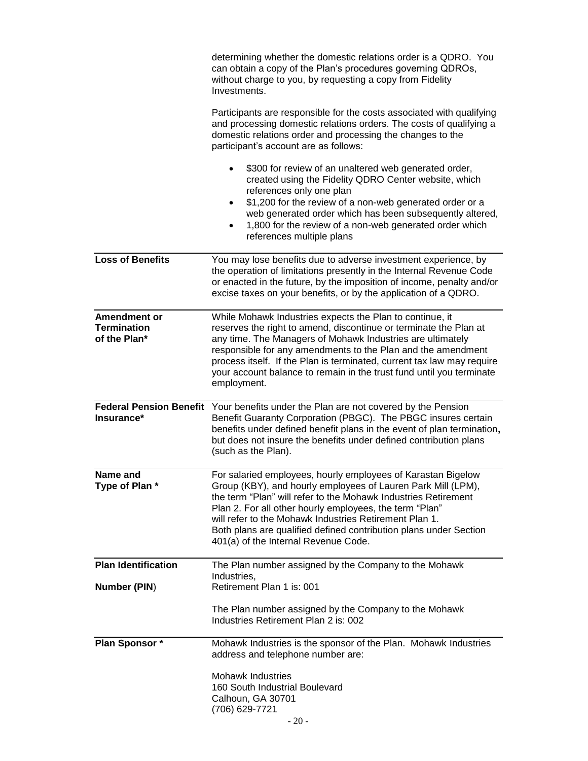determining whether the domestic relations order is a QDRO. You can obtain a copy of the Plan's procedures governing QDROs, without charge to you, by requesting a copy from Fidelity Investments.

Participants are responsible for the costs associated with qualifying and processing domestic relations orders. The costs of qualifying a domestic relations order and processing the changes to the participant's account are as follows:

- $300 for review of an unaltered web generated order, created using the Fidelity QDRO Center website, which references only one plan
- $1,200 for the review of a non-web generated order or a web generated order which has been subsequently altered,
- 1,800 for the review of a non-web generated order which references multiple plans

**Loss of Benefits**

You may lose benefits due to adverse investment experience, by the operation of limitations presently in the Internal Revenue Code or enacted in the future, by the imposition of income, penalty and/or excise taxes on your benefits, or by the application of a QDRO.

**Amendment or Termination of the Plan***

While Mohawk Industries expects the Plan to continue, it reserves the right to amend, discontinue or terminate the Plan at any time. The Managers of Mohawk Industries are ultimately responsible for any amendments to the Plan and the amendment process itself. If the Plan is terminated, current tax law may require your account balance to remain in the trust fund until you terminate employment.

**Federal Pension Benefit Insurance***

Your benefits under the Plan are not covered by the Pension Benefit Guaranty Corporation (PBGC). The PBGC insures certain benefits under defined benefit plans in the event of plan termination**,** but does not insure the benefits under defined contribution plans (such as the Plan).

**Name and Type of Plan ***

For salaried employees, hourly employees of Karastan Bigelow Group (KBY), and hourly employees of Lauren Park Mill (LPM), the term "Plan" will refer to the Mohawk Industries Retirement Plan 2. For all other hourly employees, the term "Plan" will refer to the Mohawk Industries Retirement Plan 1. Both plans are qualified defined contribution plans under Section 401(a) of the Internal Revenue Code.

**Plan Identification Number (PIN)**

The Plan number assigned by the Company to the Mohawk Industries, Retirement Plan 1 is: 001

The Plan number assigned by the Company to the Mohawk Industries Retirement Plan 2 is: 002

**Plan Sponsor ***

Mohawk Industries is the sponsor of the Plan. Mohawk Industries address and telephone number are:

Mohawk Industries
160 South Industrial Boulevard
Calhoun, GA 30701
(706) 629-7721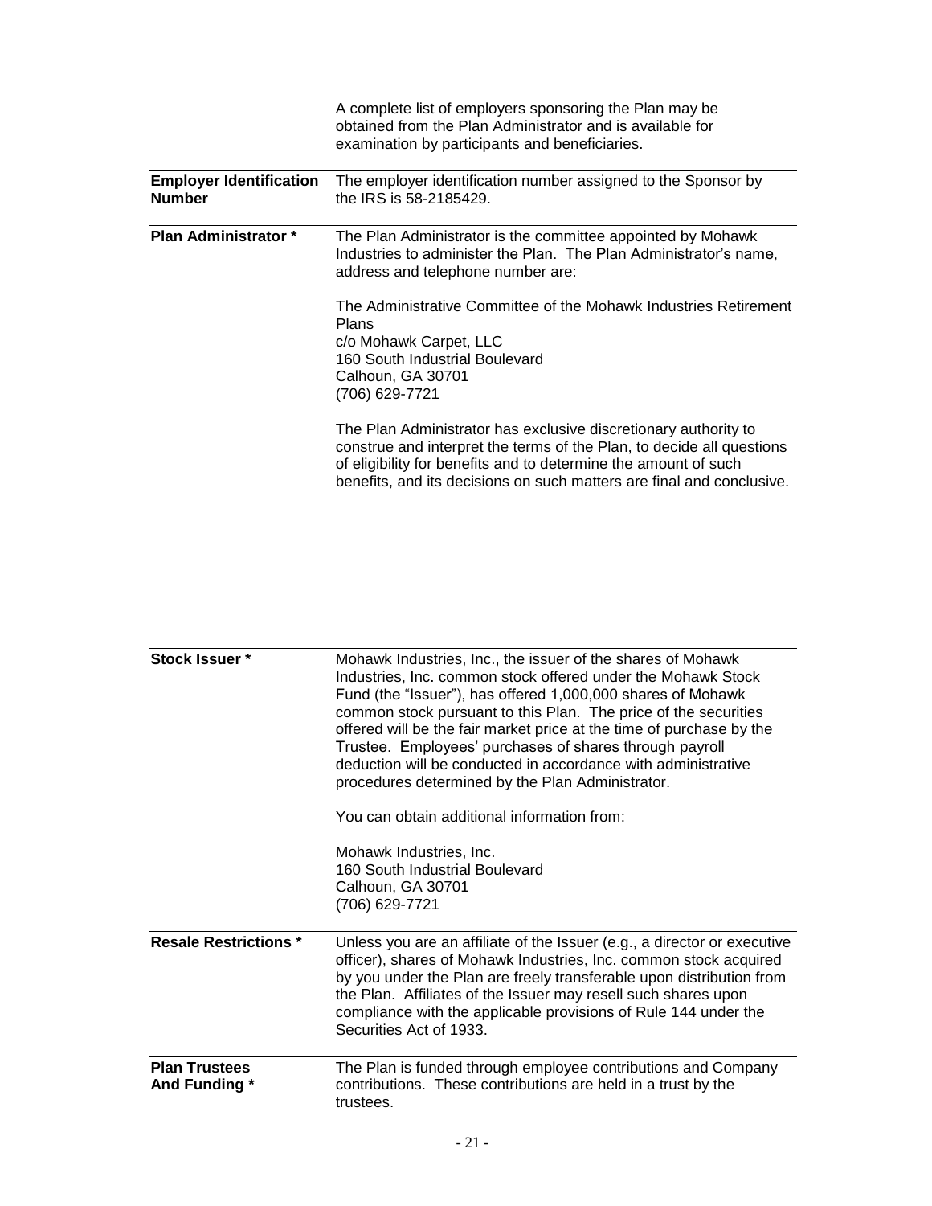A complete list of employers sponsoring the Plan may be obtained from the Plan Administrator and is available for examination by participants and beneficiaries.

| | |
|---|---|
| **Employer Identification Number** | The employer identification number assigned to the Sponsor by the IRS is 58-2185429. |
| **Plan Administrator *** | The Plan Administrator is the committee appointed by Mohawk Industries to administer the Plan. The Plan Administrator's name, address and telephone number are:<br><br>The Administrative Committee of the Mohawk Industries Retirement Plans<br>c/o Mohawk Carpet, LLC<br>160 South Industrial Boulevard<br>Calhoun, GA 30701<br>(706) 629-7721<br><br>The Plan Administrator has exclusive discretionary authority to construe and interpret the terms of the Plan, to decide all questions of eligibility for benefits and to determine the amount of such benefits, and its decisions on such matters are final and conclusive. |
| **Stock Issuer *** | Mohawk Industries, Inc., the issuer of the shares of Mohawk Industries, Inc. common stock offered under the Mohawk Stock Fund (the "Issuer"), has offered 1,000,000 shares of Mohawk common stock pursuant to this Plan. The price of the securities offered will be the fair market price at the time of purchase by the Trustee. Employees' purchases of shares through payroll deduction will be conducted in accordance with administrative procedures determined by the Plan Administrator.<br><br>You can obtain additional information from:<br><br>Mohawk Industries, Inc.<br>160 South Industrial Boulevard<br>Calhoun, GA 30701<br>(706) 629-7721 |
| **Resale Restrictions *** | Unless you are an affiliate of the Issuer (e.g., a director or executive officer), shares of Mohawk Industries, Inc. common stock acquired by you under the Plan are freely transferable upon distribution from the Plan. Affiliates of the Issuer may resell such shares upon compliance with the applicable provisions of Rule 144 under the Securities Act of 1933. |
| **Plan Trustees And Funding *** | The Plan is funded through employee contributions and Company contributions. These contributions are held in a trust by the trustees. |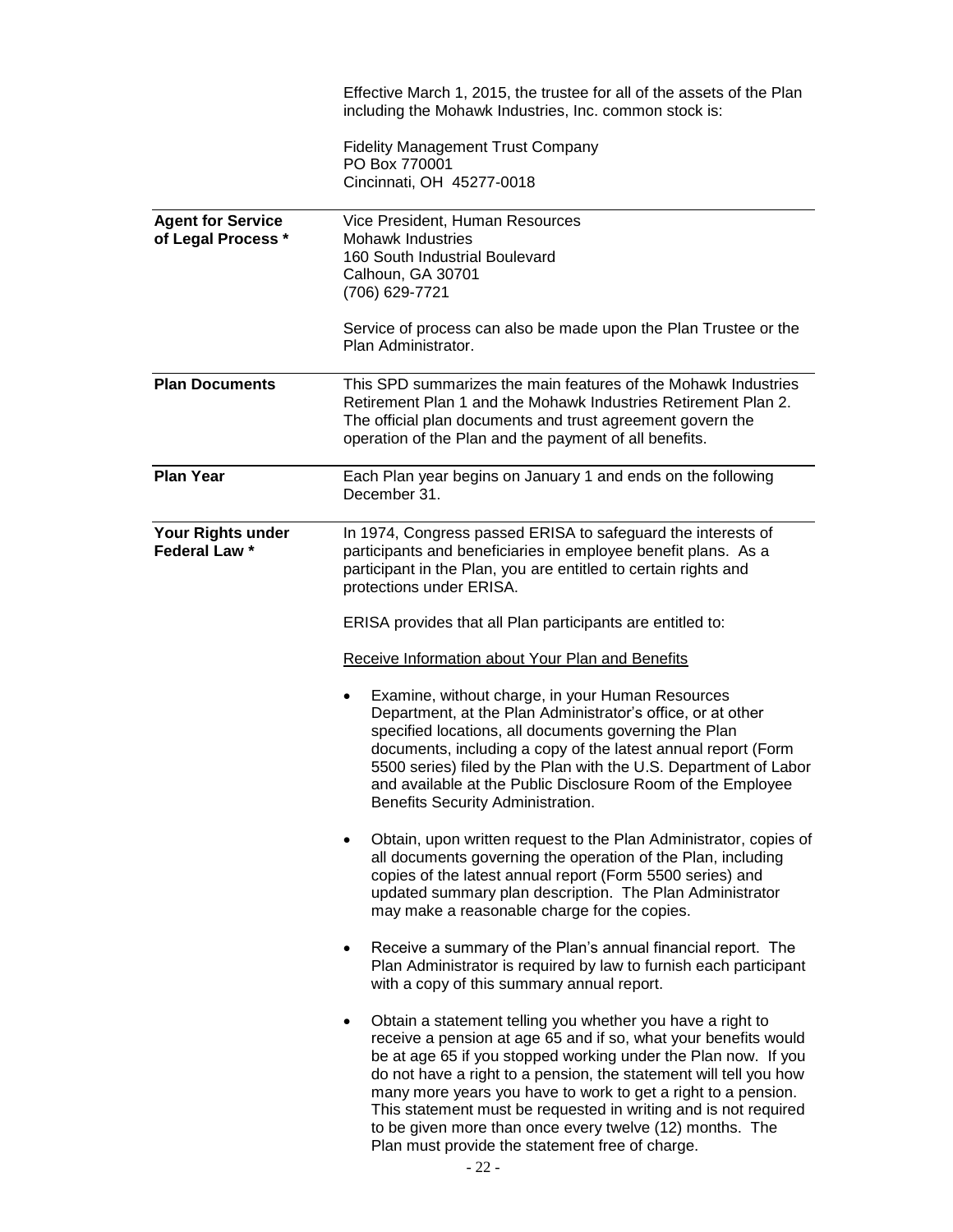Effective March 1, 2015, the trustee for all of the assets of the Plan including the Mohawk Industries, Inc. common stock is:

Fidelity Management Trust Company
PO Box 770001
Cincinnati, OH 45277-0018

**Agent for Service of Legal Process ***

Vice President, Human Resources
Mohawk Industries
160 South Industrial Boulevard
Calhoun, GA 30701
(706) 629-7721

Service of process can also be made upon the Plan Trustee or the Plan Administrator.

**Plan Documents**

This SPD summarizes the main features of the Mohawk Industries Retirement Plan 1 and the Mohawk Industries Retirement Plan 2. The official plan documents and trust agreement govern the operation of the Plan and the payment of all benefits.

**Plan Year**

Each Plan year begins on January 1 and ends on the following December 31.

**Your Rights under Federal Law ***

In 1974, Congress passed ERISA to safeguard the interests of participants and beneficiaries in employee benefit plans. As a participant in the Plan, you are entitled to certain rights and protections under ERISA.

ERISA provides that all Plan participants are entitled to:

<u>Receive Information about Your Plan and Benefits</u>

- Examine, without charge, in your Human Resources Department, at the Plan Administrator's office, or at other specified locations, all documents governing the Plan documents, including a copy of the latest annual report (Form 5500 series) filed by the Plan with the U.S. Department of Labor and available at the Public Disclosure Room of the Employee Benefits Security Administration.

- Obtain, upon written request to the Plan Administrator, copies of all documents governing the operation of the Plan, including copies of the latest annual report (Form 5500 series) and updated summary plan description. The Plan Administrator may make a reasonable charge for the copies.

- Receive a summary of the Plan's annual financial report. The Plan Administrator is required by law to furnish each participant with a copy of this summary annual report.

- Obtain a statement telling you whether you have a right to receive a pension at age 65 and if so, what your benefits would be at age 65 if you stopped working under the Plan now. If you do not have a right to a pension, the statement will tell you how many more years you have to work to get a right to a pension. This statement must be requested in writing and is not required to be given more than once every twelve (12) months. The Plan must provide the statement free of charge.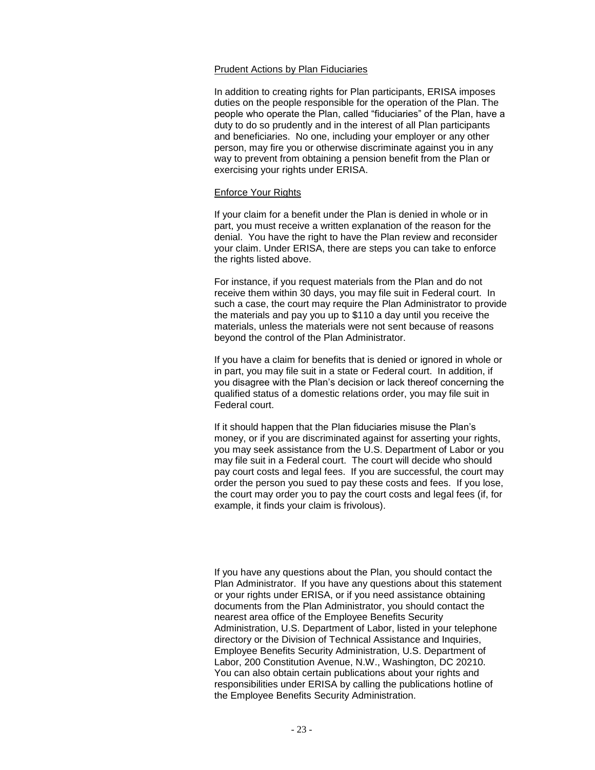### Prudent Actions by Plan Fiduciaries

In addition to creating rights for Plan participants, ERISA imposes duties on the people responsible for the operation of the Plan. The people who operate the Plan, called "fiduciaries" of the Plan, have a duty to do so prudently and in the interest of all Plan participants and beneficiaries. No one, including your employer or any other person, may fire you or otherwise discriminate against you in any way to prevent from obtaining a pension benefit from the Plan or exercising your rights under ERISA.

### Enforce Your Rights

If your claim for a benefit under the Plan is denied in whole or in part, you must receive a written explanation of the reason for the denial. You have the right to have the Plan review and reconsider your claim. Under ERISA, there are steps you can take to enforce the rights listed above.

For instance, if you request materials from the Plan and do not receive them within 30 days, you may file suit in Federal court. In such a case, the court may require the Plan Administrator to provide the materials and pay you up to $110 a day until you receive the materials, unless the materials were not sent because of reasons beyond the control of the Plan Administrator.

If you have a claim for benefits that is denied or ignored in whole or in part, you may file suit in a state or Federal court. In addition, if you disagree with the Plan's decision or lack thereof concerning the qualified status of a domestic relations order, you may file suit in Federal court.

If it should happen that the Plan fiduciaries misuse the Plan's money, or if you are discriminated against for asserting your rights, you may seek assistance from the U.S. Department of Labor or you may file suit in a Federal court. The court will decide who should pay court costs and legal fees. If you are successful, the court may order the person you sued to pay these costs and fees. If you lose, the court may order you to pay the court costs and legal fees (if, for example, it finds your claim is frivolous).

If you have any questions about the Plan, you should contact the Plan Administrator. If you have any questions about this statement or your rights under ERISA, or if you need assistance obtaining documents from the Plan Administrator, you should contact the nearest area office of the Employee Benefits Security Administration, U.S. Department of Labor, listed in your telephone directory or the Division of Technical Assistance and Inquiries, Employee Benefits Security Administration, U.S. Department of Labor, 200 Constitution Avenue, N.W., Washington, DC 20210. You can also obtain certain publications about your rights and responsibilities under ERISA by calling the publications hotline of the Employee Benefits Security Administration.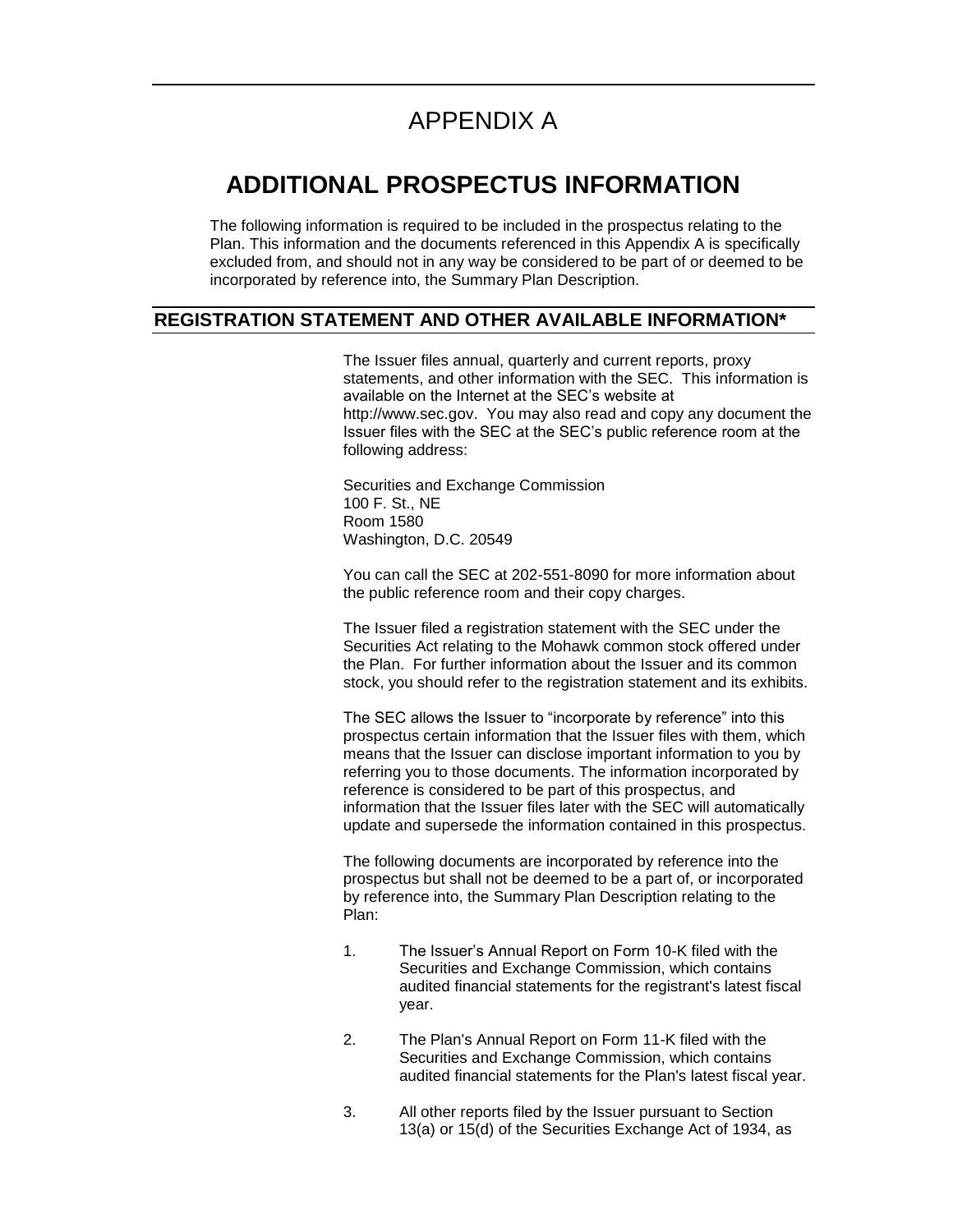# APPENDIX A

## ADDITIONAL PROSPECTUS INFORMATION

The following information is required to be included in the prospectus relating to the Plan. This information and the documents referenced in this Appendix A is specifically excluded from, and should not in any way be considered to be part of or deemed to be incorporated by reference into, the Summary Plan Description.

### REGISTRATION STATEMENT AND OTHER AVAILABLE INFORMATION*

The Issuer files annual, quarterly and current reports, proxy statements, and other information with the SEC. This information is available on the Internet at the SEC's website at http://www.sec.gov. You may also read and copy any document the Issuer files with the SEC at the SEC's public reference room at the following address:

Securities and Exchange Commission
100 F. St., NE
Room 1580
Washington, D.C. 20549

You can call the SEC at 202-551-8090 for more information about the public reference room and their copy charges.

The Issuer filed a registration statement with the SEC under the Securities Act relating to the Mohawk common stock offered under the Plan. For further information about the Issuer and its common stock, you should refer to the registration statement and its exhibits.

The SEC allows the Issuer to "incorporate by reference" into this prospectus certain information that the Issuer files with them, which means that the Issuer can disclose important information to you by referring you to those documents. The information incorporated by reference is considered to be part of this prospectus, and information that the Issuer files later with the SEC will automatically update and supersede the information contained in this prospectus.

The following documents are incorporated by reference into the prospectus but shall not be deemed to be a part of, or incorporated by reference into, the Summary Plan Description relating to the Plan:

1. The Issuer's Annual Report on Form 10-K filed with the Securities and Exchange Commission, which contains audited financial statements for the registrant's latest fiscal year.

2. The Plan's Annual Report on Form 11-K filed with the Securities and Exchange Commission, which contains audited financial statements for the Plan's latest fiscal year.

3. All other reports filed by the Issuer pursuant to Section 13(a) or 15(d) of the Securities Exchange Act of 1934, as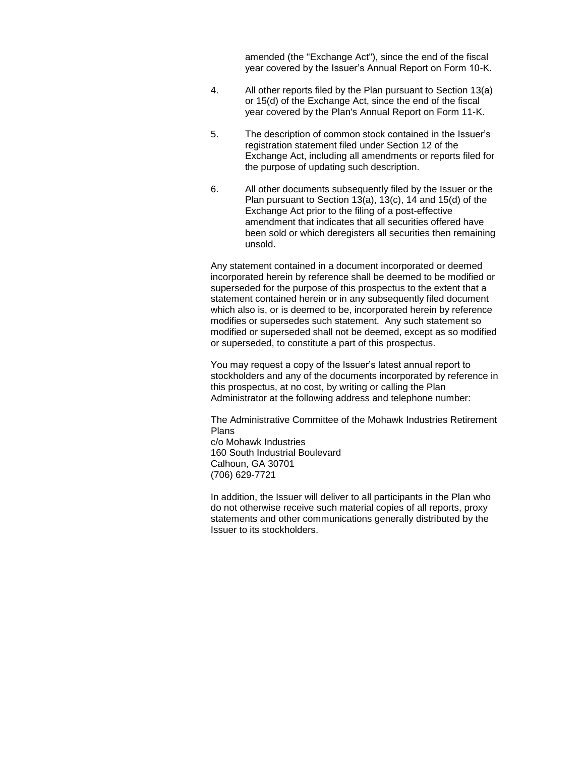amended (the "Exchange Act"), since the end of the fiscal year covered by the Issuer's Annual Report on Form 10-K.

4. All other reports filed by the Plan pursuant to Section 13(a) or 15(d) of the Exchange Act, since the end of the fiscal year covered by the Plan's Annual Report on Form 11-K.

5. The description of common stock contained in the Issuer's registration statement filed under Section 12 of the Exchange Act, including all amendments or reports filed for the purpose of updating such description.

6. All other documents subsequently filed by the Issuer or the Plan pursuant to Section 13(a), 13(c), 14 and 15(d) of the Exchange Act prior to the filing of a post-effective amendment that indicates that all securities offered have been sold or which deregisters all securities then remaining unsold.

Any statement contained in a document incorporated or deemed incorporated herein by reference shall be deemed to be modified or superseded for the purpose of this prospectus to the extent that a statement contained herein or in any subsequently filed document which also is, or is deemed to be, incorporated herein by reference modifies or supersedes such statement. Any such statement so modified or superseded shall not be deemed, except as so modified or superseded, to constitute a part of this prospectus.

You may request a copy of the Issuer's latest annual report to stockholders and any of the documents incorporated by reference in this prospectus, at no cost, by writing or calling the Plan Administrator at the following address and telephone number:

The Administrative Committee of the Mohawk Industries Retirement Plans
c/o Mohawk Industries
160 South Industrial Boulevard
Calhoun, GA 30701
(706) 629-7721

In addition, the Issuer will deliver to all participants in the Plan who do not otherwise receive such material copies of all reports, proxy statements and other communications generally distributed by the Issuer to its stockholders.